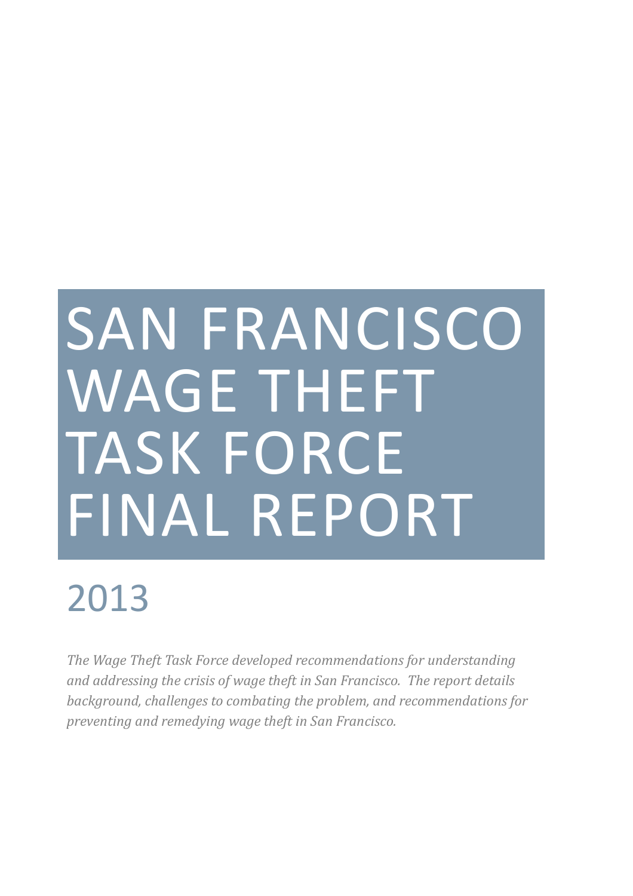# SAN FRANCISCO WAGE THEFT TASK FORCE FINAL REPORT

## 2013

*The Wage Theft Task Force developed recommendations for understanding and addressing the crisis of wage theft in San Francisco. The report details background, challenges to combating the problem, and recommendations for preventing and remedying wage theft in San Francisco.*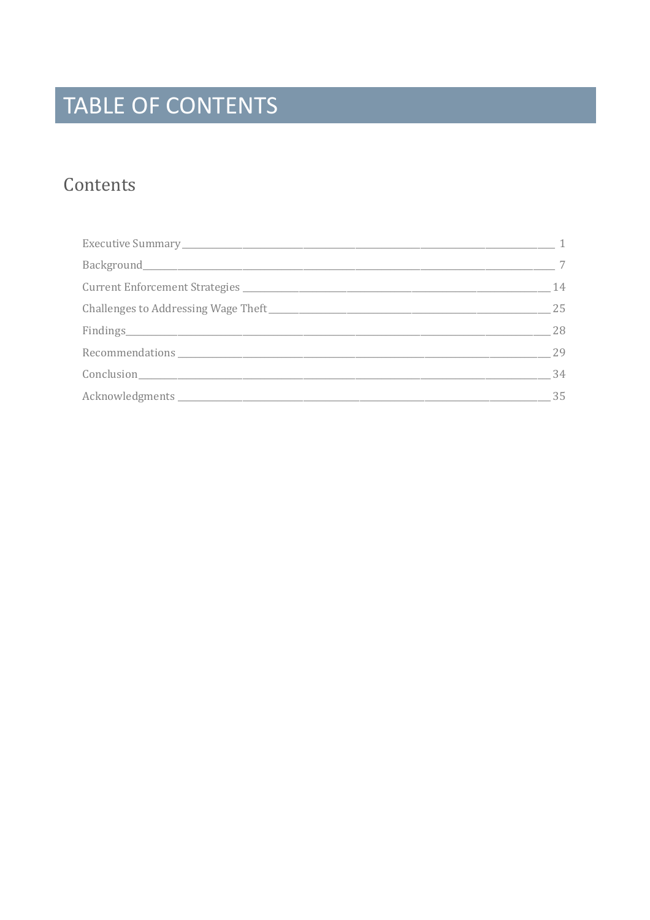# TABLE OF CONTENTS

## Contents

| Section | Page |
|---|---|
| Executive Summary | 1 |
| Background | 7 |
| Current Enforcement Strategies | 14 |
| Challenges to Addressing Wage Theft | 25 |
| Findings | 28 |
| Recommendations | 29 |
| Conclusion | 34 |
| Acknowledgments | 35 |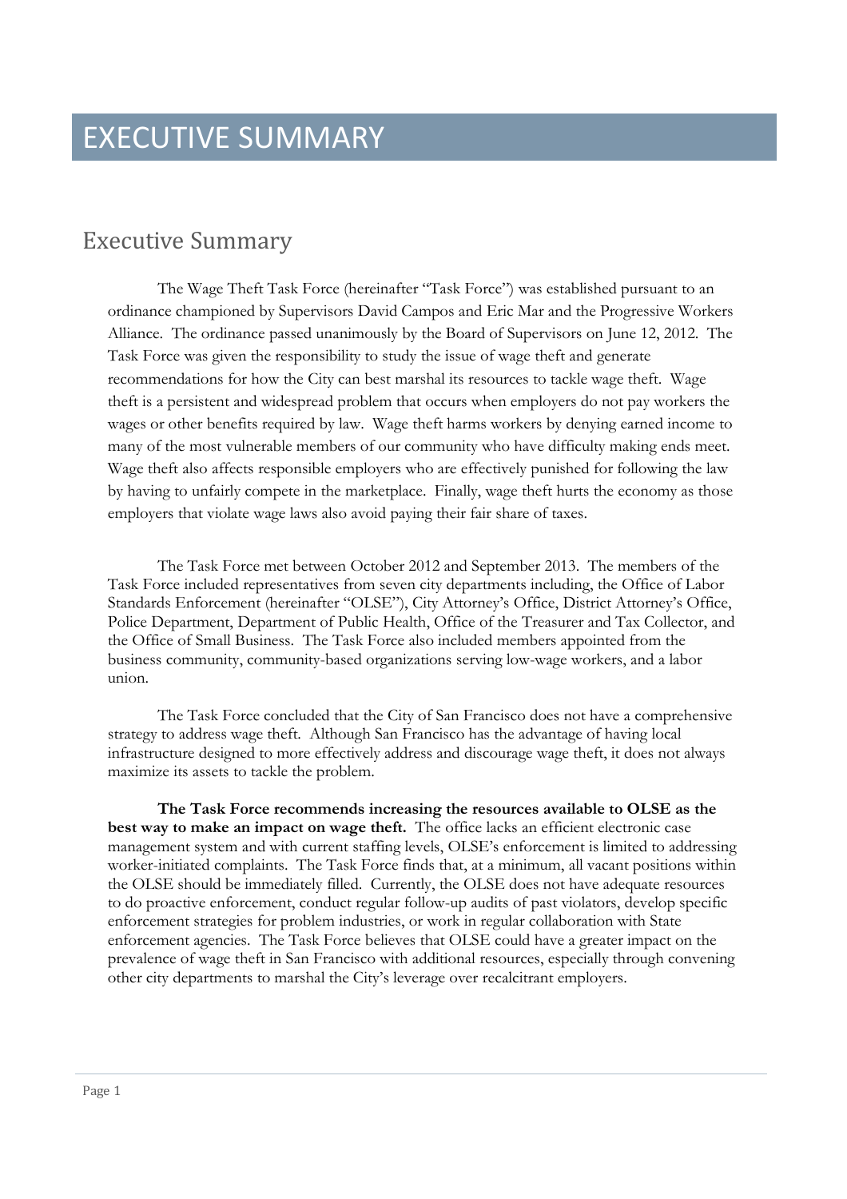# EXECUTIVE SUMMARY

## Executive Summary

The Wage Theft Task Force (hereinafter "Task Force") was established pursuant to an ordinance championed by Supervisors David Campos and Eric Mar and the Progressive Workers Alliance. The ordinance passed unanimously by the Board of Supervisors on June 12, 2012. The Task Force was given the responsibility to study the issue of wage theft and generate recommendations for how the City can best marshal its resources to tackle wage theft. Wage theft is a persistent and widespread problem that occurs when employers do not pay workers the wages or other benefits required by law. Wage theft harms workers by denying earned income to many of the most vulnerable members of our community who have difficulty making ends meet. Wage theft also affects responsible employers who are effectively punished for following the law by having to unfairly compete in the marketplace. Finally, wage theft hurts the economy as those employers that violate wage laws also avoid paying their fair share of taxes.

The Task Force met between October 2012 and September 2013. The members of the Task Force included representatives from seven city departments including, the Office of Labor Standards Enforcement (hereinafter "OLSE"), City Attorney's Office, District Attorney's Office, Police Department, Department of Public Health, Office of the Treasurer and Tax Collector, and the Office of Small Business. The Task Force also included members appointed from the business community, community-based organizations serving low-wage workers, and a labor union.

The Task Force concluded that the City of San Francisco does not have a comprehensive strategy to address wage theft. Although San Francisco has the advantage of having local infrastructure designed to more effectively address and discourage wage theft, it does not always maximize its assets to tackle the problem.

**The Task Force recommends increasing the resources available to OLSE as the best way to make an impact on wage theft.** The office lacks an efficient electronic case management system and with current staffing levels, OLSE's enforcement is limited to addressing worker-initiated complaints. The Task Force finds that, at a minimum, all vacant positions within the OLSE should be immediately filled. Currently, the OLSE does not have adequate resources to do proactive enforcement, conduct regular follow-up audits of past violators, develop specific enforcement strategies for problem industries, or work in regular collaboration with State enforcement agencies. The Task Force believes that OLSE could have a greater impact on the prevalence of wage theft in San Francisco with additional resources, especially through convening other city departments to marshal the City's leverage over recalcitrant employers.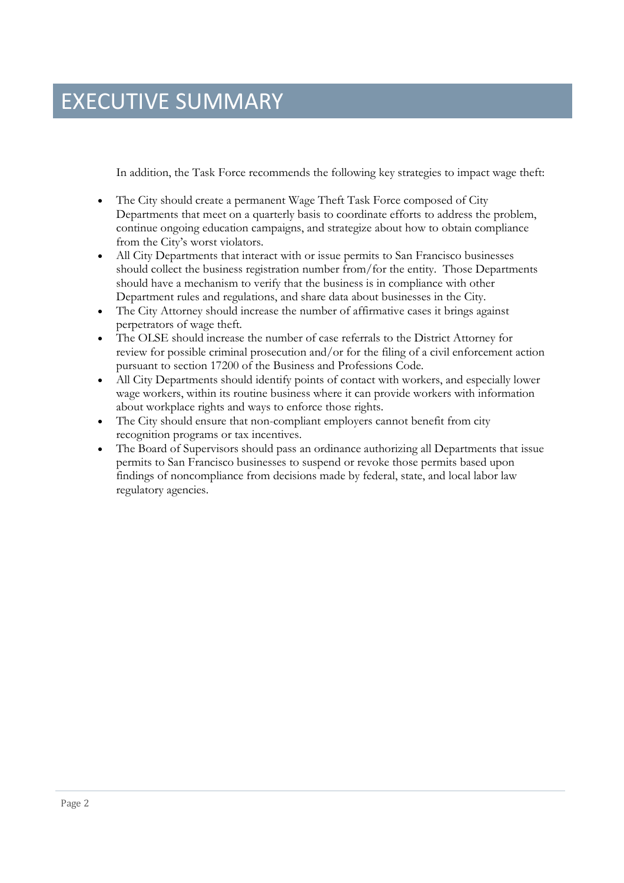# EXECUTIVE SUMMARY

In addition, the Task Force recommends the following key strategies to impact wage theft:

- The City should create a permanent Wage Theft Task Force composed of City Departments that meet on a quarterly basis to coordinate efforts to address the problem, continue ongoing education campaigns, and strategize about how to obtain compliance from the City's worst violators.
- All City Departments that interact with or issue permits to San Francisco businesses should collect the business registration number from/for the entity. Those Departments should have a mechanism to verify that the business is in compliance with other Department rules and regulations, and share data about businesses in the City.
- The City Attorney should increase the number of affirmative cases it brings against perpetrators of wage theft.
- The OLSE should increase the number of case referrals to the District Attorney for review for possible criminal prosecution and/or for the filing of a civil enforcement action pursuant to section 17200 of the Business and Professions Code.
- All City Departments should identify points of contact with workers, and especially lower wage workers, within its routine business where it can provide workers with information about workplace rights and ways to enforce those rights.
- The City should ensure that non-compliant employers cannot benefit from city recognition programs or tax incentives.
- The Board of Supervisors should pass an ordinance authorizing all Departments that issue permits to San Francisco businesses to suspend or revoke those permits based upon findings of noncompliance from decisions made by federal, state, and local labor law regulatory agencies.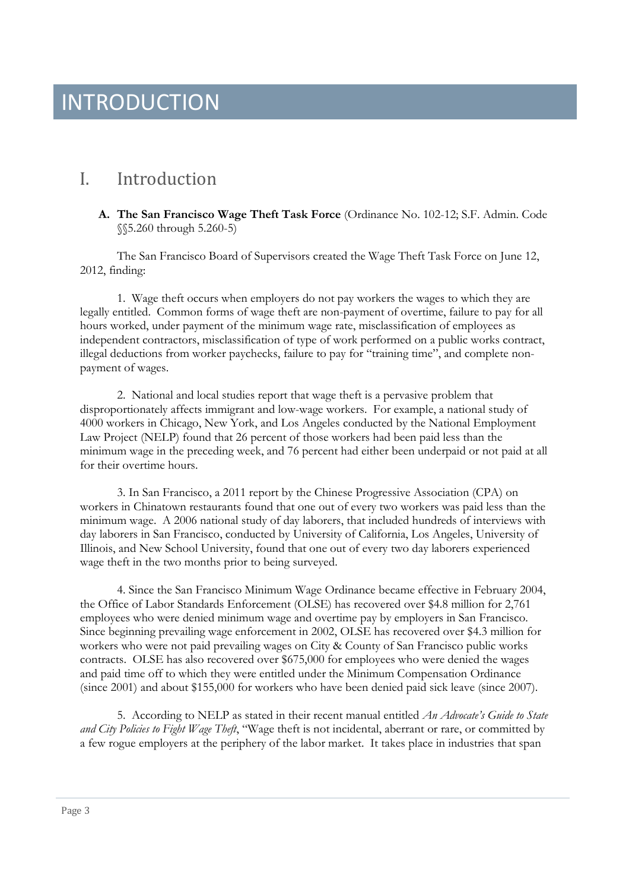# INTRODUCTION

## I. Introduction

**A. The San Francisco Wage Theft Task Force** (Ordinance No. 102-12; S.F. Admin. Code §§5.260 through 5.260-5)

The San Francisco Board of Supervisors created the Wage Theft Task Force on June 12, 2012, finding:

1. Wage theft occurs when employers do not pay workers the wages to which they are legally entitled. Common forms of wage theft are non-payment of overtime, failure to pay for all hours worked, under payment of the minimum wage rate, misclassification of employees as independent contractors, misclassification of type of work performed on a public works contract, illegal deductions from worker paychecks, failure to pay for "training time", and complete non-payment of wages.

2. National and local studies report that wage theft is a pervasive problem that disproportionately affects immigrant and low-wage workers. For example, a national study of 4000 workers in Chicago, New York, and Los Angeles conducted by the National Employment Law Project (NELP) found that 26 percent of those workers had been paid less than the minimum wage in the preceding week, and 76 percent had either been underpaid or not paid at all for their overtime hours.

3. In San Francisco, a 2011 report by the Chinese Progressive Association (CPA) on workers in Chinatown restaurants found that one out of every two workers was paid less than the minimum wage. A 2006 national study of day laborers, that included hundreds of interviews with day laborers in San Francisco, conducted by University of California, Los Angeles, University of Illinois, and New School University, found that one out of every two day laborers experienced wage theft in the two months prior to being surveyed.

4. Since the San Francisco Minimum Wage Ordinance became effective in February 2004, the Office of Labor Standards Enforcement (OLSE) has recovered over $4.8 million for 2,761 employees who were denied minimum wage and overtime pay by employers in San Francisco. Since beginning prevailing wage enforcement in 2002, OLSE has recovered over $4.3 million for workers who were not paid prevailing wages on City & County of San Francisco public works contracts. OLSE has also recovered over $675,000 for employees who were denied the wages and paid time off to which they were entitled under the Minimum Compensation Ordinance (since 2001) and about $155,000 for workers who have been denied paid sick leave (since 2007).

5. According to NELP as stated in their recent manual entitled *An Advocate's Guide to State and City Policies to Fight Wage Theft*, "Wage theft is not incidental, aberrant or rare, or committed by a few rogue employers at the periphery of the labor market. It takes place in industries that span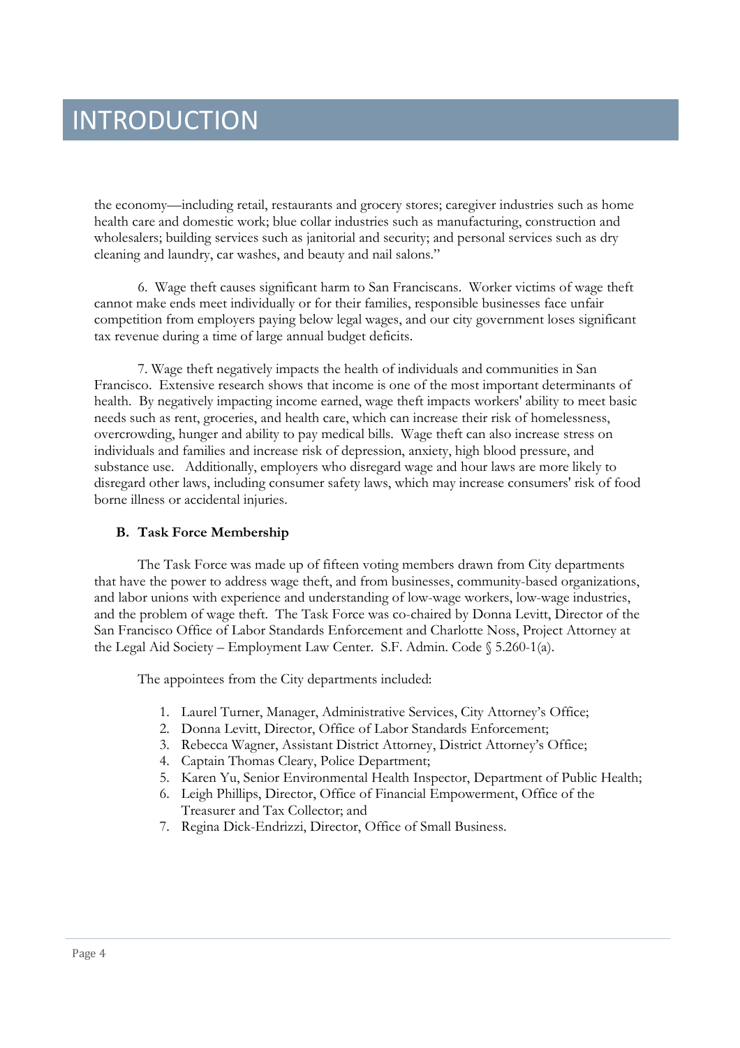# INTRODUCTION

the economy—including retail, restaurants and grocery stores; caregiver industries such as home health care and domestic work; blue collar industries such as manufacturing, construction and wholesalers; building services such as janitorial and security; and personal services such as dry cleaning and laundry, car washes, and beauty and nail salons."

6. Wage theft causes significant harm to San Franciscans. Worker victims of wage theft cannot make ends meet individually or for their families, responsible businesses face unfair competition from employers paying below legal wages, and our city government loses significant tax revenue during a time of large annual budget deficits.

7. Wage theft negatively impacts the health of individuals and communities in San Francisco. Extensive research shows that income is one of the most important determinants of health. By negatively impacting income earned, wage theft impacts workers' ability to meet basic needs such as rent, groceries, and health care, which can increase their risk of homelessness, overcrowding, hunger and ability to pay medical bills. Wage theft can also increase stress on individuals and families and increase risk of depression, anxiety, high blood pressure, and substance use. Additionally, employers who disregard wage and hour laws are more likely to disregard other laws, including consumer safety laws, which may increase consumers' risk of food borne illness or accidental injuries.

### B. Task Force Membership

The Task Force was made up of fifteen voting members drawn from City departments that have the power to address wage theft, and from businesses, community-based organizations, and labor unions with experience and understanding of low-wage workers, low-wage industries, and the problem of wage theft. The Task Force was co-chaired by Donna Levitt, Director of the San Francisco Office of Labor Standards Enforcement and Charlotte Noss, Project Attorney at the Legal Aid Society – Employment Law Center. S.F. Admin. Code § 5.260-1(a).

The appointees from the City departments included:

1. Laurel Turner, Manager, Administrative Services, City Attorney's Office;
2. Donna Levitt, Director, Office of Labor Standards Enforcement;
3. Rebecca Wagner, Assistant District Attorney, District Attorney's Office;
4. Captain Thomas Cleary, Police Department;
5. Karen Yu, Senior Environmental Health Inspector, Department of Public Health;
6. Leigh Phillips, Director, Office of Financial Empowerment, Office of the Treasurer and Tax Collector; and
7. Regina Dick-Endrizzi, Director, Office of Small Business.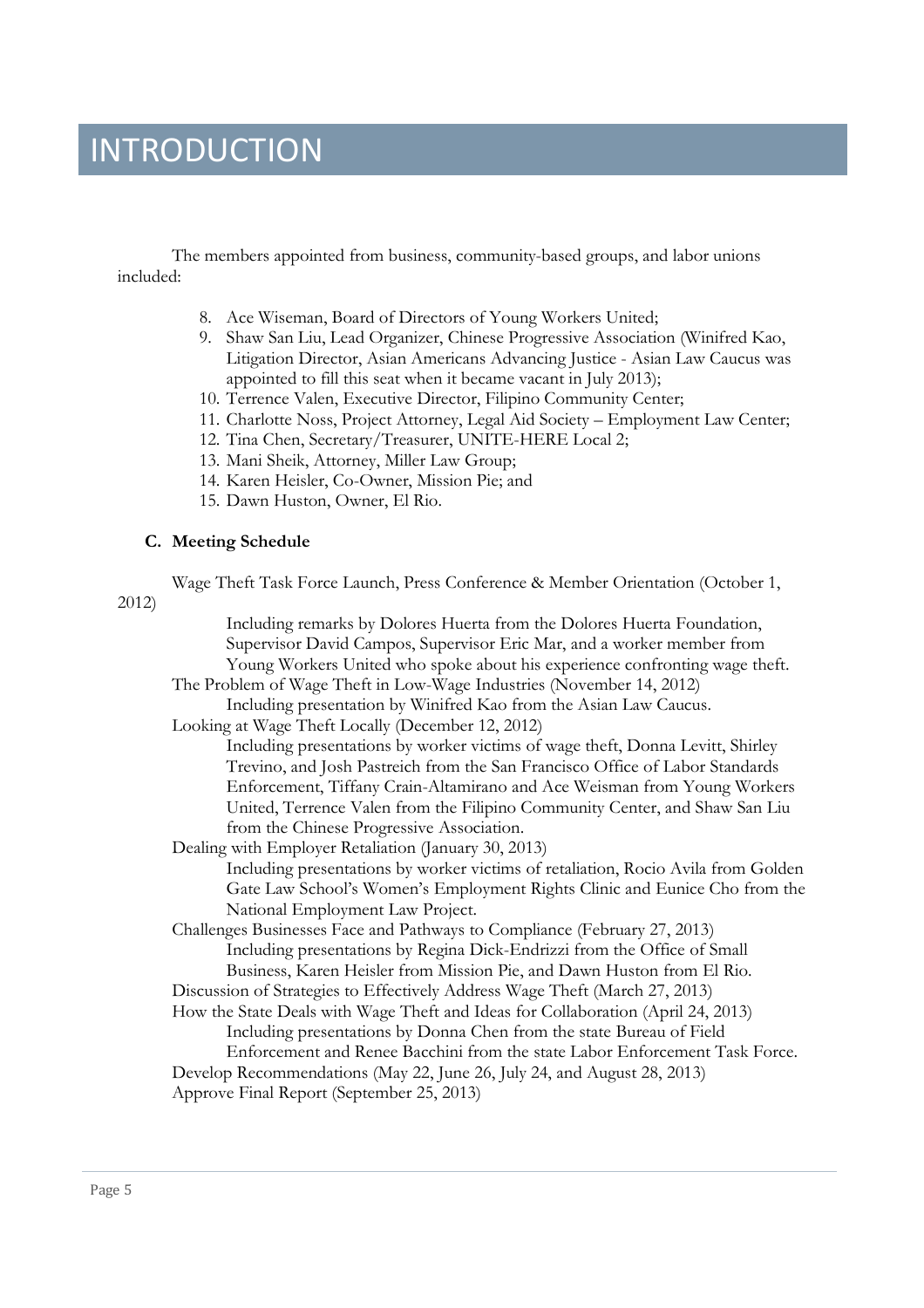# INTRODUCTION

The members appointed from business, community-based groups, and labor unions included:

8. Ace Wiseman, Board of Directors of Young Workers United;
9. Shaw San Liu, Lead Organizer, Chinese Progressive Association (Winifred Kao, Litigation Director, Asian Americans Advancing Justice - Asian Law Caucus was appointed to fill this seat when it became vacant in July 2013);
10. Terrence Valen, Executive Director, Filipino Community Center;
11. Charlotte Noss, Project Attorney, Legal Aid Society – Employment Law Center;
12. Tina Chen, Secretary/Treasurer, UNITE-HERE Local 2;
13. Mani Sheik, Attorney, Miller Law Group;
14. Karen Heisler, Co-Owner, Mission Pie; and
15. Dawn Huston, Owner, El Rio.

### C. Meeting Schedule

Wage Theft Task Force Launch, Press Conference & Member Orientation (October 1, 2012)

> Including remarks by Dolores Huerta from the Dolores Huerta Foundation, Supervisor David Campos, Supervisor Eric Mar, and a worker member from Young Workers United who spoke about his experience confronting wage theft.

The Problem of Wage Theft in Low-Wage Industries (November 14, 2012)

> Including presentation by Winifred Kao from the Asian Law Caucus.

Looking at Wage Theft Locally (December 12, 2012)

> Including presentations by worker victims of wage theft, Donna Levitt, Shirley Trevino, and Josh Pastreich from the San Francisco Office of Labor Standards Enforcement, Tiffany Crain-Altamirano and Ace Weisman from Young Workers United, Terrence Valen from the Filipino Community Center, and Shaw San Liu from the Chinese Progressive Association.

Dealing with Employer Retaliation (January 30, 2013)

> Including presentations by worker victims of retaliation, Rocio Avila from Golden Gate Law School's Women's Employment Rights Clinic and Eunice Cho from the National Employment Law Project.

Challenges Businesses Face and Pathways to Compliance (February 27, 2013)

> Including presentations by Regina Dick-Endrizzi from the Office of Small Business, Karen Heisler from Mission Pie, and Dawn Huston from El Rio.

Discussion of Strategies to Effectively Address Wage Theft (March 27, 2013)

How the State Deals with Wage Theft and Ideas for Collaboration (April 24, 2013)

> Including presentations by Donna Chen from the state Bureau of Field Enforcement and Renee Bacchini from the state Labor Enforcement Task Force.

Develop Recommendations (May 22, June 26, July 24, and August 28, 2013)

Approve Final Report (September 25, 2013)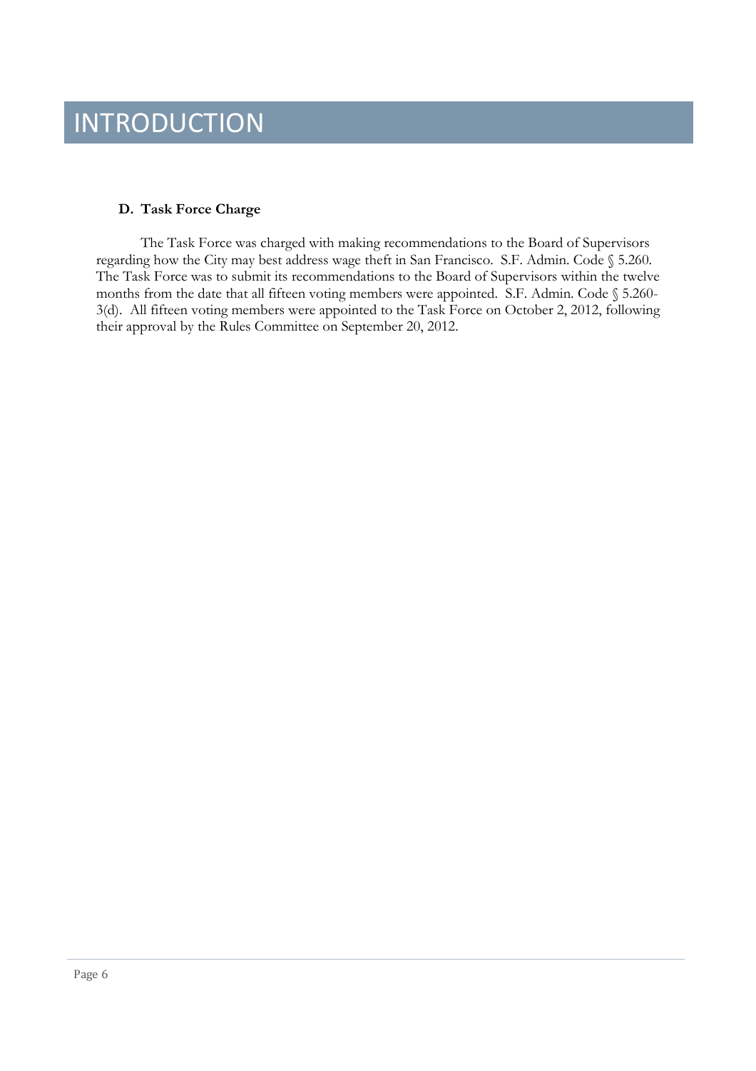# INTRODUCTION

### D. Task Force Charge

The Task Force was charged with making recommendations to the Board of Supervisors regarding how the City may best address wage theft in San Francisco. S.F. Admin. Code § 5.260. The Task Force was to submit its recommendations to the Board of Supervisors within the twelve months from the date that all fifteen voting members were appointed. S.F. Admin. Code § 5.260-3(d). All fifteen voting members were appointed to the Task Force on October 2, 2012, following their approval by the Rules Committee on September 20, 2012.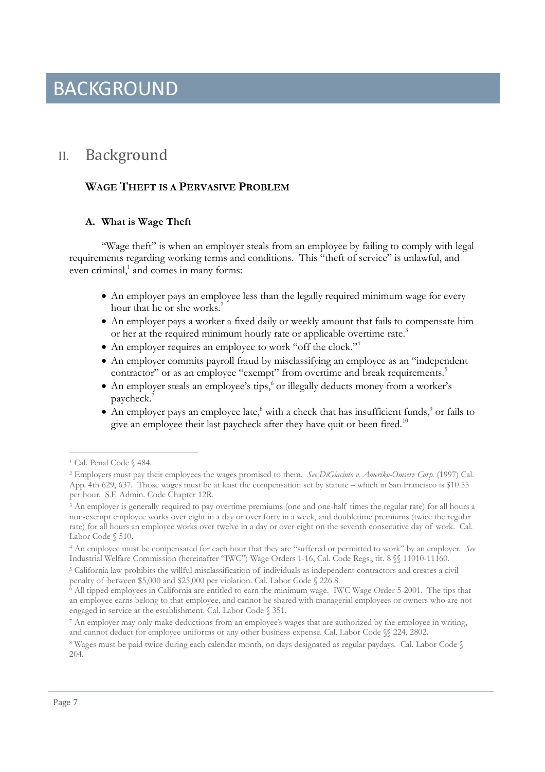# BACKGROUND

## II. Background

### WAGE THEFT IS A PERVASIVE PROBLEM

#### A. What is Wage Theft

"Wage theft" is when an employer steals from an employee by failing to comply with legal requirements regarding working terms and conditions. This "theft of service" is unlawful, and even criminal,[1] and comes in many forms:

- An employer pays an employee less than the legally required minimum wage for every hour that he or she works.[2]
- An employer pays a worker a fixed daily or weekly amount that fails to compensate him or her at the required minimum hourly rate or applicable overtime rate.[3]
- An employer requires an employee to work "off the clock."[4]
- An employer commits payroll fraud by misclassifying an employee as an "independent contractor" or as an employee "exempt" from overtime and break requirements.[5]
- An employer steals an employee's tips,[6] or illegally deducts money from a worker's paycheck.[7]
- An employer pays an employee late,[8] with a check that has insufficient funds,[9] or fails to give an employee their last paycheck after they have quit or been fired.[10]

---

[1] Cal. Penal Code § 484.

[2] Employers must pay their employees the wages promised to them. *See DiGiacinto v. Ameriko-Omserv Corp.* (1997) Cal. App. 4th 629, 637. Those wages must be at least the compensation set by statute – which in San Francisco is $10.55 per hour. S.F. Admin. Code Chapter 12R.

[3] An employer is generally required to pay overtime premiums (one and one-half times the regular rate) for all hours a non-exempt employee works over eight in a day or over forty in a week, and doubletime premiums (twice the regular rate) for all hours an employee works over twelve in a day or over eight on the seventh consecutive day of work. Cal. Labor Code § 510.

[4] An employee must be compensated for each hour that they are "suffered or permitted to work" by an employer. *See* Industrial Welfare Commission (hereinafter "IWC") Wage Orders 1-16, Cal. Code Regs., tit. 8 §§ 11010-11160.

[5] California law prohibits the willful misclassification of individuals as independent contractors and creates a civil penalty of between $5,000 and $25,000 per violation. Cal. Labor Code § 226.8.

[6] All tipped employees in California are entitled to earn the minimum wage. IWC Wage Order 5-2001. The tips that an employee earns belong to that employee, and cannot be shared with managerial employees or owners who are not engaged in service at the establishment. Cal. Labor Code § 351.

[7] An employer may only make deductions from an employee's wages that are authorized by the employee in writing, and cannot deduct for employee uniforms or any other business expense. Cal. Labor Code §§ 224, 2802.

[8] Wages must be paid twice during each calendar month, on days designated as regular paydays. Cal. Labor Code § 204.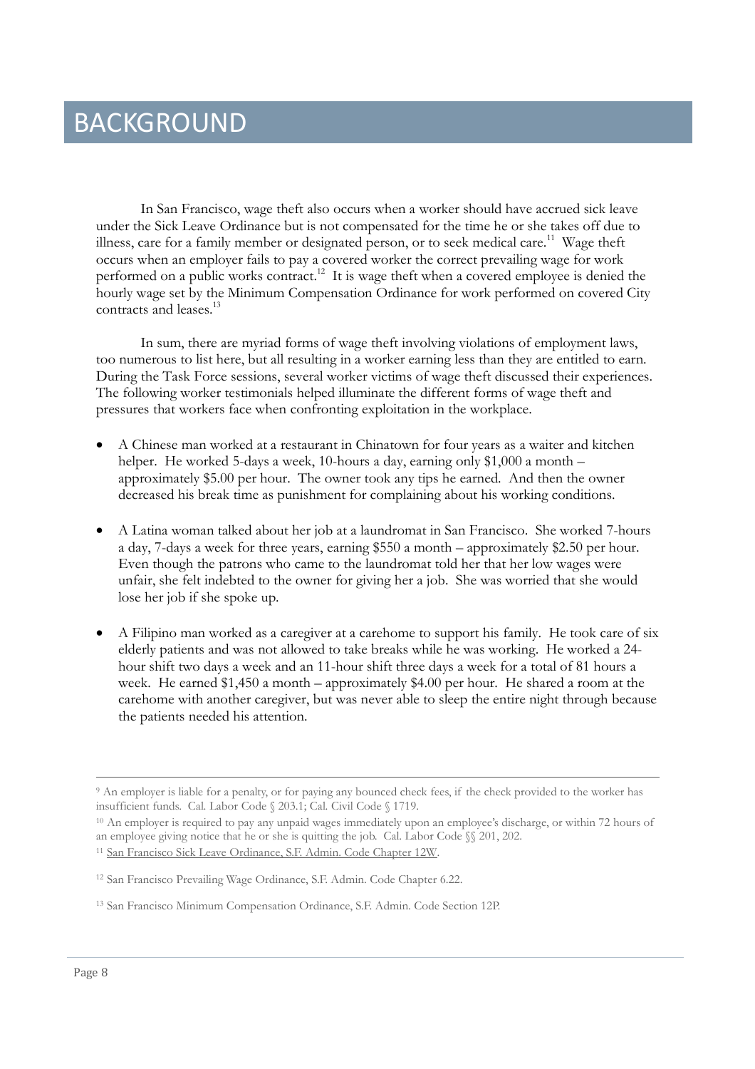# BACKGROUND

In San Francisco, wage theft also occurs when a worker should have accrued sick leave under the Sick Leave Ordinance but is not compensated for the time he or she takes off due to illness, care for a family member or designated person, or to seek medical care.[11] Wage theft occurs when an employer fails to pay a covered worker the correct prevailing wage for work performed on a public works contract.[12] It is wage theft when a covered employee is denied the hourly wage set by the Minimum Compensation Ordinance for work performed on covered City contracts and leases.[13]

In sum, there are myriad forms of wage theft involving violations of employment laws, too numerous to list here, but all resulting in a worker earning less than they are entitled to earn. During the Task Force sessions, several worker victims of wage theft discussed their experiences. The following worker testimonials helped illuminate the different forms of wage theft and pressures that workers face when confronting exploitation in the workplace.

- A Chinese man worked at a restaurant in Chinatown for four years as a waiter and kitchen helper. He worked 5-days a week, 10-hours a day, earning only $1,000 a month – approximately $5.00 per hour. The owner took any tips he earned. And then the owner decreased his break time as punishment for complaining about his working conditions.

- A Latina woman talked about her job at a laundromat in San Francisco. She worked 7-hours a day, 7-days a week for three years, earning $550 a month – approximately $2.50 per hour. Even though the patrons who came to the laundromat told her that her low wages were unfair, she felt indebted to the owner for giving her a job. She was worried that she would lose her job if she spoke up.

- A Filipino man worked as a caregiver at a carehome to support his family. He took care of six elderly patients and was not allowed to take breaks while he was working. He worked a 24-hour shift two days a week and an 11-hour shift three days a week for a total of 81 hours a week. He earned $1,450 a month – approximately $4.00 per hour. He shared a room at the carehome with another caregiver, but was never able to sleep the entire night through because the patients needed his attention.

---

[9] An employer is liable for a penalty, or for paying any bounced check fees, if the check provided to the worker has insufficient funds. Cal. Labor Code § 203.1; Cal. Civil Code § 1719.

[10] An employer is required to pay any unpaid wages immediately upon an employee's discharge, or within 72 hours of an employee giving notice that he or she is quitting the job. Cal. Labor Code §§ 201, 202.

[11] San Francisco Sick Leave Ordinance, S.F. Admin. Code Chapter 12W.

[12] San Francisco Prevailing Wage Ordinance, S.F. Admin. Code Chapter 6.22.

[13] San Francisco Minimum Compensation Ordinance, S.F. Admin. Code Section 12P.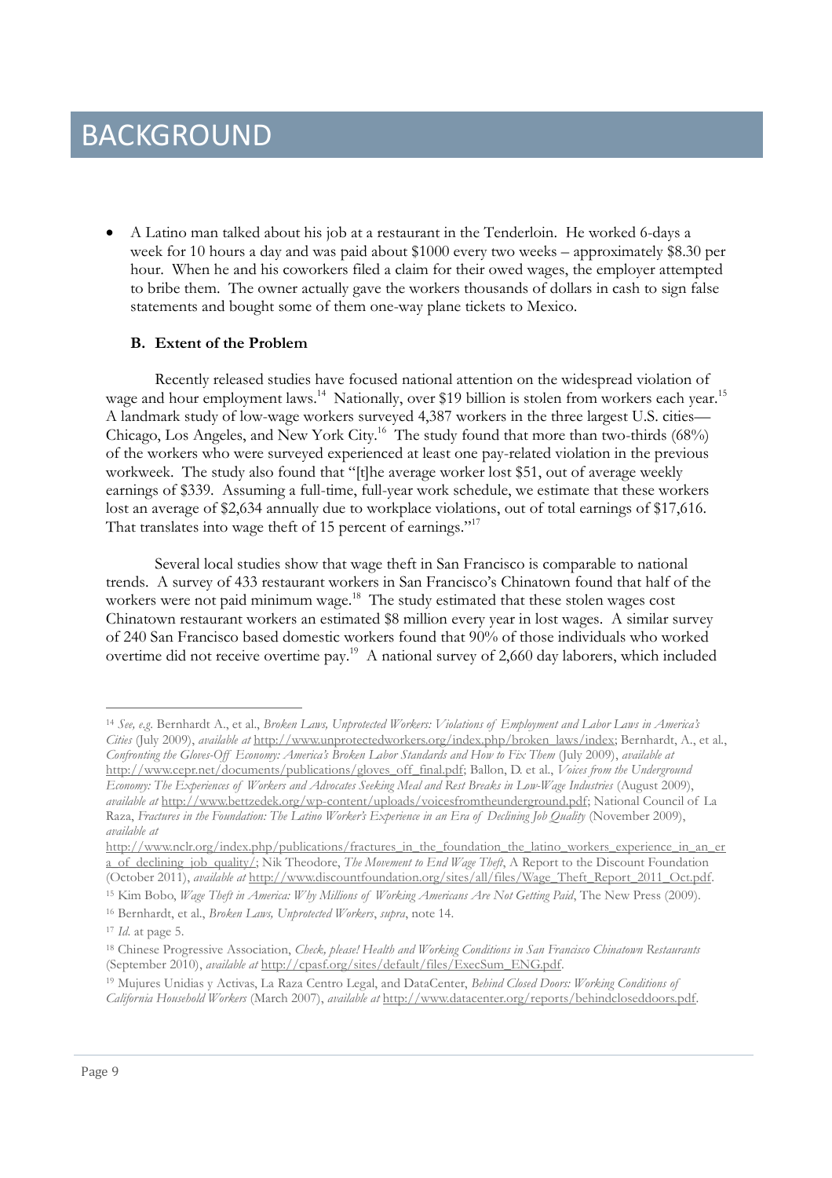# BACKGROUND

- A Latino man talked about his job at a restaurant in the Tenderloin. He worked 6-days a week for 10 hours a day and was paid about $1000 every two weeks – approximately $8.30 per hour. When he and his coworkers filed a claim for their owed wages, the employer attempted to bribe them. The owner actually gave the workers thousands of dollars in cash to sign false statements and bought some of them one-way plane tickets to Mexico.

### B. Extent of the Problem

Recently released studies have focused national attention on the widespread violation of wage and hour employment laws.[14] Nationally, over $19 billion is stolen from workers each year.[15] A landmark study of low-wage workers surveyed 4,387 workers in the three largest U.S. cities—Chicago, Los Angeles, and New York City.[16] The study found that more than two-thirds (68%) of the workers who were surveyed experienced at least one pay-related violation in the previous workweek. The study also found that "[t]he average worker lost $51, out of average weekly earnings of $339. Assuming a full-time, full-year work schedule, we estimate that these workers lost an average of $2,634 annually due to workplace violations, out of total earnings of $17,616. That translates into wage theft of 15 percent of earnings."[17]

Several local studies show that wage theft in San Francisco is comparable to national trends. A survey of 433 restaurant workers in San Francisco's Chinatown found that half of the workers were not paid minimum wage.[18] The study estimated that these stolen wages cost Chinatown restaurant workers an estimated $8 million every year in lost wages. A similar survey of 240 San Francisco based domestic workers found that 90% of those individuals who worked overtime did not receive overtime pay.[19] A national survey of 2,660 day laborers, which included

---

[14] *See, e.g.* Bernhardt A., et al., *Broken Laws, Unprotected Workers: Violations of Employment and Labor Laws in America's Cities* (July 2009), *available at* http://www.unprotectedworkers.org/index.php/broken_laws/index; Bernhardt, A., et al., *Confronting the Gloves-Off Economy: America's Broken Labor Standards and How to Fix Them* (July 2009), *available at* http://www.cepr.net/documents/publications/gloves_off_final.pdf; Ballon, D. et al., *Voices from the Underground Economy: The Experiences of Workers and Advocates Seeking Meal and Rest Breaks in Low-Wage Industries* (August 2009), *available at* http://www.bettzedek.org/wp-content/uploads/voicesfromtheunderground.pdf; National Council of La Raza, *Fractures in the Foundation: The Latino Worker's Experience in an Era of Declining Job Quality* (November 2009), *available at* http://www.nclr.org/index.php/publications/fractures_in_the_foundation_the_latino_workers_experience_in_an_era_of_declining_job_quality/; Nik Theodore, *The Movement to End Wage Theft*, A Report to the Discount Foundation (October 2011), *available at* http://www.discountfoundation.org/sites/all/files/Wage_Theft_Report_2011_Oct.pdf.

[15] Kim Bobo, *Wage Theft in America: Why Millions of Working Americans Are Not Getting Paid*, The New Press (2009).

[16] Bernhardt, et al., *Broken Laws, Unprotected Workers*, *supra*, note 14.

[17] *Id.* at page 5.

[18] Chinese Progressive Association, *Check, please! Health and Working Conditions in San Francisco Chinatown Restaurants* (September 2010), *available at* http://cpasf.org/sites/default/files/ExecSum_ENG.pdf.

[19] Mujures Unidias y Activas, La Raza Centro Legal, and DataCenter, *Behind Closed Doors: Working Conditions of California Household Workers* (March 2007), *available at* http://www.datacenter.org/reports/behindcloseddoors.pdf.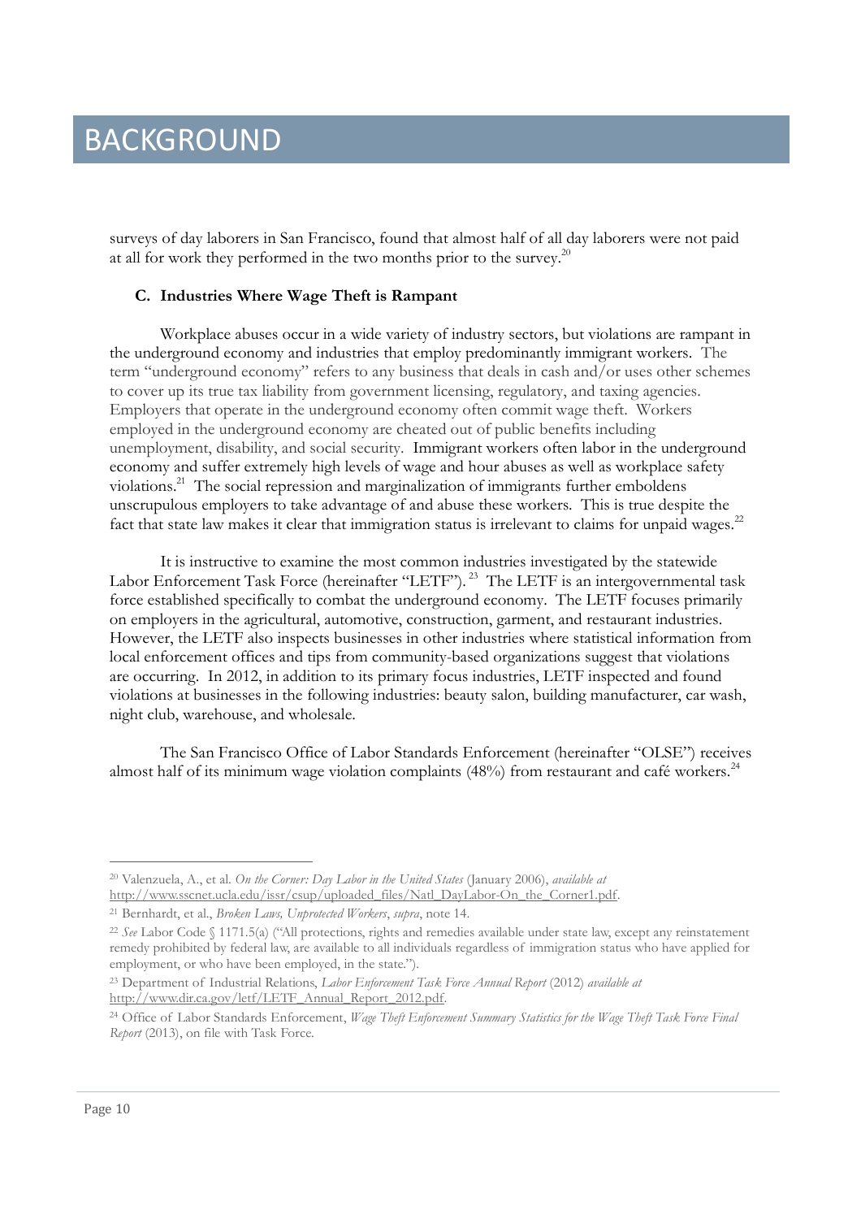# BACKGROUND

surveys of day laborers in San Francisco, found that almost half of all day laborers were not paid at all for work they performed in the two months prior to the survey.[20]

### C. Industries Where Wage Theft is Rampant

Workplace abuses occur in a wide variety of industry sectors, but violations are rampant in the underground economy and industries that employ predominantly immigrant workers. The term "underground economy" refers to any business that deals in cash and/or uses other schemes to cover up its true tax liability from government licensing, regulatory, and taxing agencies. Employers that operate in the underground economy often commit wage theft. Workers employed in the underground economy are cheated out of public benefits including unemployment, disability, and social security. Immigrant workers often labor in the underground economy and suffer extremely high levels of wage and hour abuses as well as workplace safety violations.[21] The social repression and marginalization of immigrants further emboldens unscrupulous employers to take advantage of and abuse these workers. This is true despite the fact that state law makes it clear that immigration status is irrelevant to claims for unpaid wages.[22]

It is instructive to examine the most common industries investigated by the statewide Labor Enforcement Task Force (hereinafter "LETF").[23] The LETF is an intergovernmental task force established specifically to combat the underground economy. The LETF focuses primarily on employers in the agricultural, automotive, construction, garment, and restaurant industries. However, the LETF also inspects businesses in other industries where statistical information from local enforcement offices and tips from community-based organizations suggest that violations are occurring. In 2012, in addition to its primary focus industries, LETF inspected and found violations at businesses in the following industries: beauty salon, building manufacturer, car wash, night club, warehouse, and wholesale.

The San Francisco Office of Labor Standards Enforcement (hereinafter "OLSE") receives almost half of its minimum wage violation complaints (48%) from restaurant and café workers.[24]

---

[20] Valenzuela, A., et al. *On the Corner: Day Labor in the United States* (January 2006), *available at* http://www.sscnet.ucla.edu/issr/csup/uploaded_files/Natl_DayLabor-On_the_Corner1.pdf.

[21] Bernhardt, et al., *Broken Laws, Unprotected Workers*, *supra*, note 14.

[22] *See* Labor Code § 1171.5(a) ("All protections, rights and remedies available under state law, except any reinstatement remedy prohibited by federal law, are available to all individuals regardless of immigration status who have applied for employment, or who have been employed, in the state.").

[23] Department of Industrial Relations, *Labor Enforcement Task Force Annual Report* (2012) *available at* http://www.dir.ca.gov/letf/LETF_Annual_Report_2012.pdf.

[24] Office of Labor Standards Enforcement, *Wage Theft Enforcement Summary Statistics for the Wage Theft Task Force Final Report* (2013), on file with Task Force.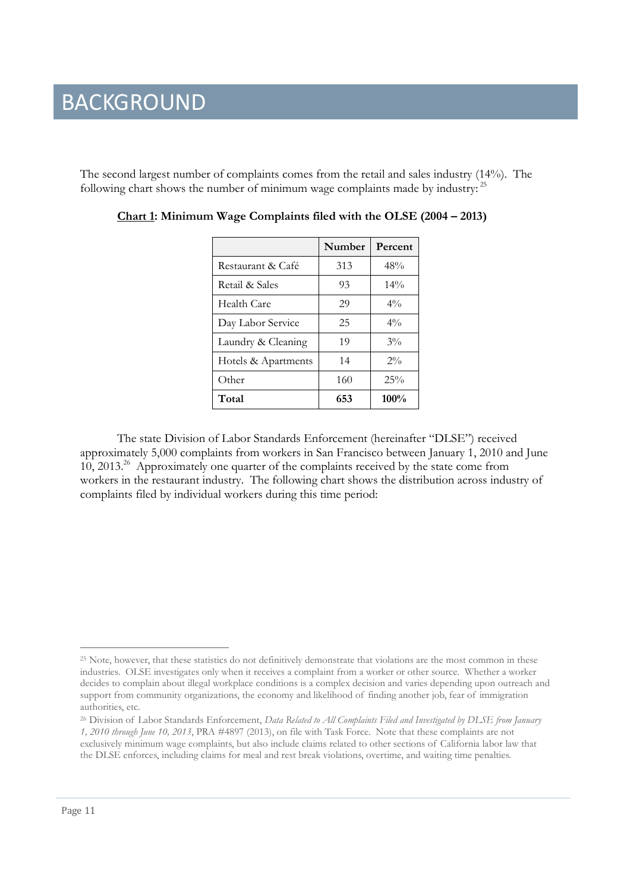# BACKGROUND

The second largest number of complaints comes from the retail and sales industry (14%). The following chart shows the number of minimum wage complaints made by industry:[25]

**<u>Chart 1</u>: Minimum Wage Complaints filed with the OLSE (2004 – 2013)**

| | Number | Percent |
|---|---|---|
| Restaurant & Café | 313 | 48% |
| Retail & Sales | 93 | 14% |
| Health Care | 29 | 4% |
| Day Labor Service | 25 | 4% |
| Laundry & Cleaning | 19 | 3% |
| Hotels & Apartments | 14 | 2% |
| Other | 160 | 25% |
| **Total** | **653** | **100%** |

The state Division of Labor Standards Enforcement (hereinafter "DLSE") received approximately 5,000 complaints from workers in San Francisco between January 1, 2010 and June 10, 2013.[26] Approximately one quarter of the complaints received by the state come from workers in the restaurant industry. The following chart shows the distribution across industry of complaints filed by individual workers during this time period:

---

[25] Note, however, that these statistics do not definitively demonstrate that violations are the most common in these industries. OLSE investigates only when it receives a complaint from a worker or other source. Whether a worker decides to complain about illegal workplace conditions is a complex decision and varies depending upon outreach and support from community organizations, the economy and likelihood of finding another job, fear of immigration authorities, etc.

[26] Division of Labor Standards Enforcement, *Data Related to All Complaints Filed and Investigated by DLSE from January 1, 2010 through June 10, 2013*, PRA #4897 (2013), on file with Task Force. Note that these complaints are not exclusively minimum wage complaints, but also include claims related to other sections of California labor law that the DLSE enforces, including claims for meal and rest break violations, overtime, and waiting time penalties.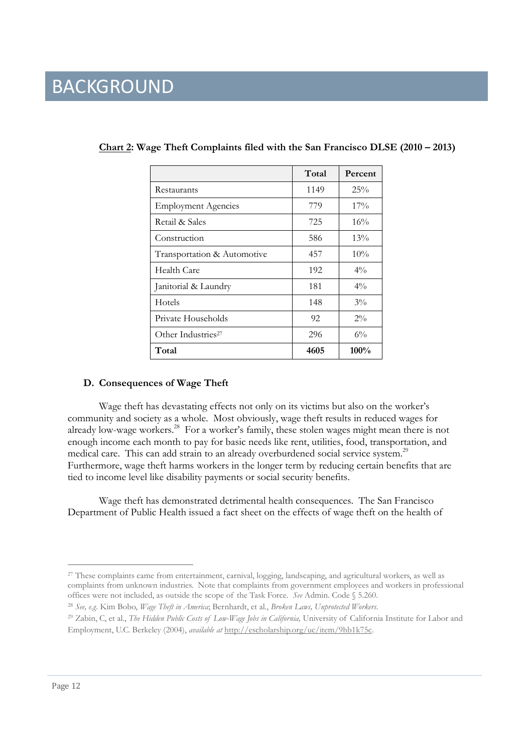# BACKGROUND

**Chart 2: Wage Theft Complaints filed with the San Francisco DLSE (2010 – 2013)**

| | Total | Percent |
|---|---|---|
| Restaurants | 1149 | 25% |
| Employment Agencies | 779 | 17% |
| Retail & Sales | 725 | 16% |
| Construction | 586 | 13% |
| Transportation & Automotive | 457 | 10% |
| Health Care | 192 | 4% |
| Janitorial & Laundry | 181 | 4% |
| Hotels | 148 | 3% |
| Private Households | 92 | 2% |
| Other Industries[27] | 296 | 6% |
| **Total** | **4605** | **100%** |

### D. Consequences of Wage Theft

Wage theft has devastating effects not only on its victims but also on the worker's community and society as a whole. Most obviously, wage theft results in reduced wages for already low-wage workers.[28] For a worker's family, these stolen wages might mean there is not enough income each month to pay for basic needs like rent, utilities, food, transportation, and medical care. This can add strain to an already overburdened social service system.[29] Furthermore, wage theft harms workers in the longer term by reducing certain benefits that are tied to income level like disability payments or social security benefits.

Wage theft has demonstrated detrimental health consequences. The San Francisco Department of Public Health issued a fact sheet on the effects of wage theft on the health of

---

[27] These complaints came from entertainment, carnival, logging, landscaping, and agricultural workers, as well as complaints from unknown industries. Note that complaints from government employees and workers in professional offices were not included, as outside the scope of the Task Force. *See* Admin. Code § 5.260.

[28] *See, e.g.* Kim Bobo, *Wage Theft in America*; Bernhardt, et al., *Broken Laws, Unprotected Workers*.

[29] Zabin, C, et al., *The Hidden Public Costs of Low-Wage Jobs in California,* University of California Institute for Labor and Employment, U.C. Berkeley (2004), *available at* http://escholarship.org/uc/item/9hb1k75c.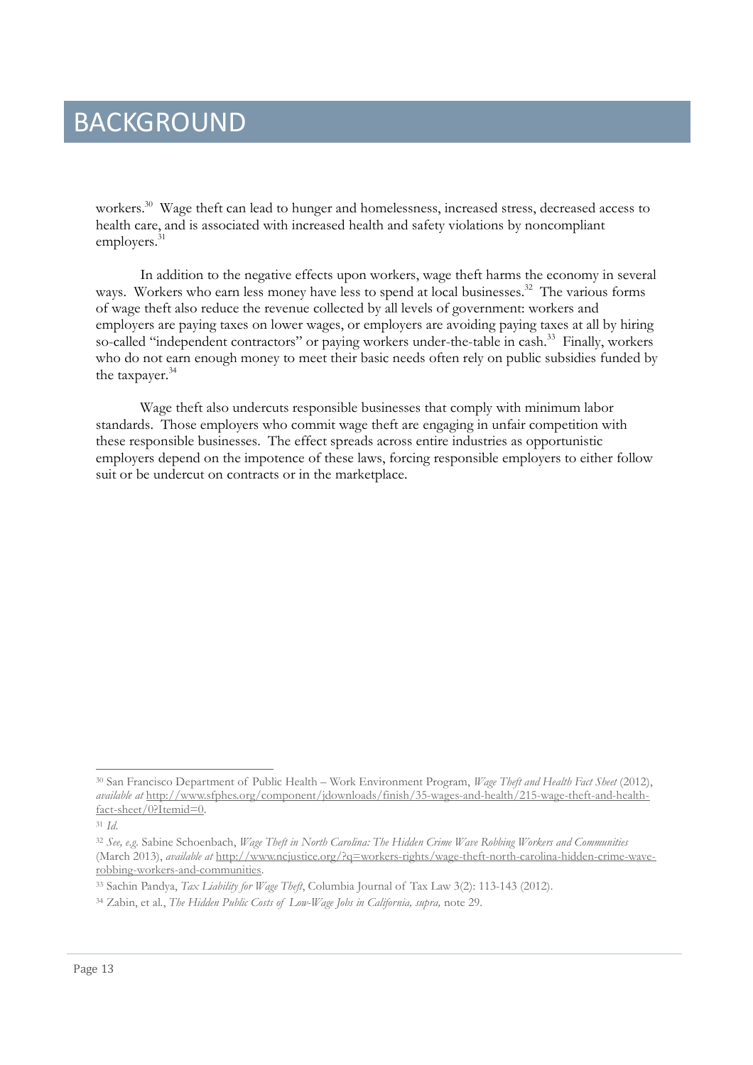# BACKGROUND

workers.[30] Wage theft can lead to hunger and homelessness, increased stress, decreased access to health care, and is associated with increased health and safety violations by noncompliant employers.[31]

In addition to the negative effects upon workers, wage theft harms the economy in several ways. Workers who earn less money have less to spend at local businesses.[32] The various forms of wage theft also reduce the revenue collected by all levels of government: workers and employers are paying taxes on lower wages, or employers are avoiding paying taxes at all by hiring so-called "independent contractors" or paying workers under-the-table in cash.[33] Finally, workers who do not earn enough money to meet their basic needs often rely on public subsidies funded by the taxpayer.[34]

Wage theft also undercuts responsible businesses that comply with minimum labor standards. Those employers who commit wage theft are engaging in unfair competition with these responsible businesses. The effect spreads across entire industries as opportunistic employers depend on the impotence of these laws, forcing responsible employers to either follow suit or be undercut on contracts or in the marketplace.

---

[30] San Francisco Department of Public Health – Work Environment Program, *Wage Theft and Health Fact Sheet* (2012), *available at* http://www.sfphes.org/component/jdownloads/finish/35-wages-and-health/215-wage-theft-and-health-fact-sheet/0?Itemid=0.

[31] *Id.*

[32] *See, e.g.* Sabine Schoenbach, *Wage Theft in North Carolina: The Hidden Crime Wave Robbing Workers and Communities* (March 2013), *available at* http://www.ncjustice.org/?q=workers-rights/wage-theft-north-carolina-hidden-crime-wave-robbing-workers-and-communities.

[33] Sachin Pandya, *Tax Liability for Wage Theft*, Columbia Journal of Tax Law 3(2): 113-143 (2012).

[34] Zabin, et al., *The Hidden Public Costs of Low-Wage Jobs in California, supra,* note 29.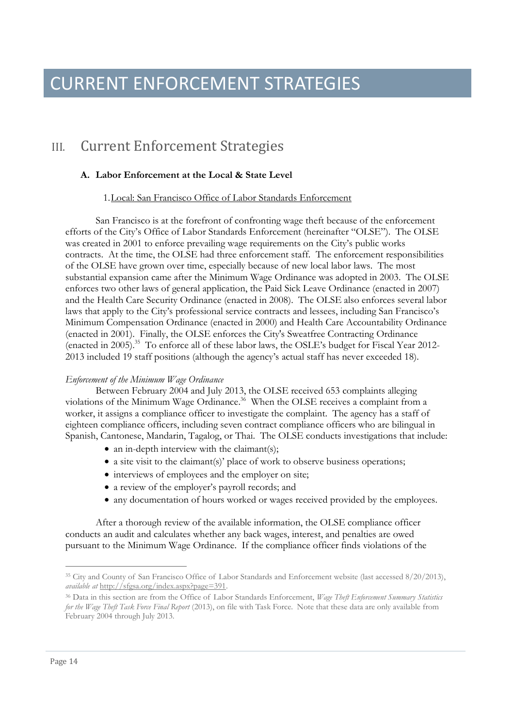# CURRENT ENFORCEMENT STRATEGIES

## III. Current Enforcement Strategies

### A. Labor Enforcement at the Local & State Level

1. Local: San Francisco Office of Labor Standards Enforcement

San Francisco is at the forefront of confronting wage theft because of the enforcement efforts of the City's Office of Labor Standards Enforcement (hereinafter "OLSE"). The OLSE was created in 2001 to enforce prevailing wage requirements on the City's public works contracts. At the time, the OLSE had three enforcement staff. The enforcement responsibilities of the OLSE have grown over time, especially because of new local labor laws. The most substantial expansion came after the Minimum Wage Ordinance was adopted in 2003. The OLSE enforces two other laws of general application, the Paid Sick Leave Ordinance (enacted in 2007) and the Health Care Security Ordinance (enacted in 2008). The OLSE also enforces several labor laws that apply to the City's professional service contracts and lessees, including San Francisco's Minimum Compensation Ordinance (enacted in 2000) and Health Care Accountability Ordinance (enacted in 2001). Finally, the OLSE enforces the City's Sweatfree Contracting Ordinance (enacted in 2005).[35] To enforce all of these labor laws, the OSLE's budget for Fiscal Year 2012-2013 included 19 staff positions (although the agency's actual staff has never exceeded 18).

*Enforcement of the Minimum Wage Ordinance*

Between February 2004 and July 2013, the OLSE received 653 complaints alleging violations of the Minimum Wage Ordinance.[36] When the OLSE receives a complaint from a worker, it assigns a compliance officer to investigate the complaint. The agency has a staff of eighteen compliance officers, including seven contract compliance officers who are bilingual in Spanish, Cantonese, Mandarin, Tagalog, or Thai. The OLSE conducts investigations that include:

- an in-depth interview with the claimant(s);
- a site visit to the claimant(s)' place of work to observe business operations;
- interviews of employees and the employer on site;
- a review of the employer's payroll records; and
- any documentation of hours worked or wages received provided by the employees.

After a thorough review of the available information, the OLSE compliance officer conducts an audit and calculates whether any back wages, interest, and penalties are owed pursuant to the Minimum Wage Ordinance. If the compliance officer finds violations of the

---

[35] City and County of San Francisco Office of Labor Standards and Enforcement website (last accessed 8/20/2013), *available at* http://sfgsa.org/index.aspx?page=391.

[36] Data in this section are from the Office of Labor Standards Enforcement, *Wage Theft Enforcement Summary Statistics for the Wage Theft Task Force Final Report* (2013), on file with Task Force. Note that these data are only available from February 2004 through July 2013.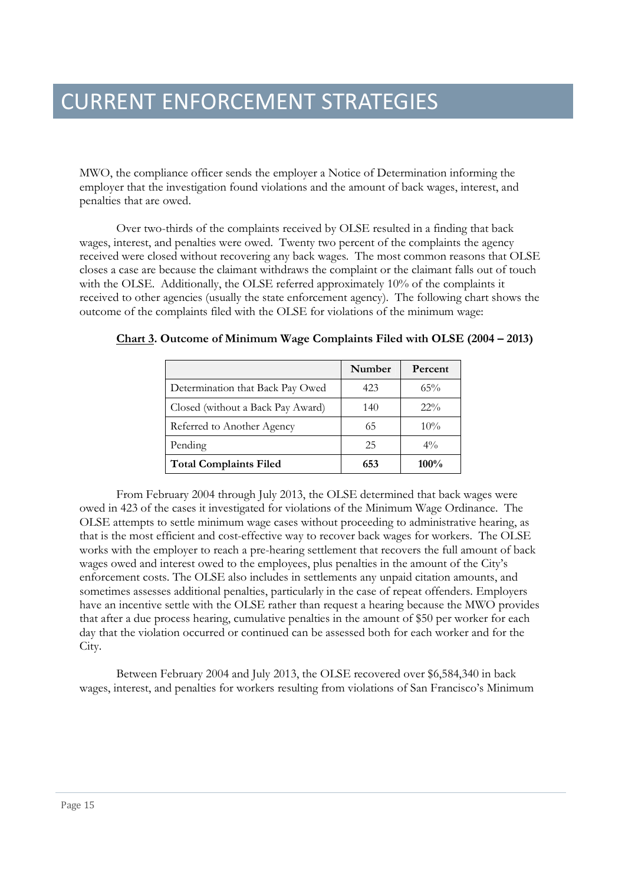# CURRENT ENFORCEMENT STRATEGIES

MWO, the compliance officer sends the employer a Notice of Determination informing the employer that the investigation found violations and the amount of back wages, interest, and penalties that are owed.

Over two-thirds of the complaints received by OLSE resulted in a finding that back wages, interest, and penalties were owed. Twenty two percent of the complaints the agency received were closed without recovering any back wages. The most common reasons that OLSE closes a case are because the claimant withdraws the complaint or the claimant falls out of touch with the OLSE. Additionally, the OLSE referred approximately 10% of the complaints it received to other agencies (usually the state enforcement agency). The following chart shows the outcome of the complaints filed with the OLSE for violations of the minimum wage:

**Chart 3. Outcome of Minimum Wage Complaints Filed with OLSE (2004 – 2013)**

| | Number | Percent |
|---|---|---|
| Determination that Back Pay Owed | 423 | 65% |
| Closed (without a Back Pay Award) | 140 | 22% |
| Referred to Another Agency | 65 | 10% |
| Pending | 25 | 4% |
| **Total Complaints Filed** | **653** | **100%** |

From February 2004 through July 2013, the OLSE determined that back wages were owed in 423 of the cases it investigated for violations of the Minimum Wage Ordinance. The OLSE attempts to settle minimum wage cases without proceeding to administrative hearing, as that is the most efficient and cost-effective way to recover back wages for workers. The OLSE works with the employer to reach a pre-hearing settlement that recovers the full amount of back wages owed and interest owed to the employees, plus penalties in the amount of the City's enforcement costs. The OLSE also includes in settlements any unpaid citation amounts, and sometimes assesses additional penalties, particularly in the case of repeat offenders. Employers have an incentive settle with the OLSE rather than request a hearing because the MWO provides that after a due process hearing, cumulative penalties in the amount of $50 per worker for each day that the violation occurred or continued can be assessed both for each worker and for the City.

Between February 2004 and July 2013, the OLSE recovered over $6,584,340 in back wages, interest, and penalties for workers resulting from violations of San Francisco's Minimum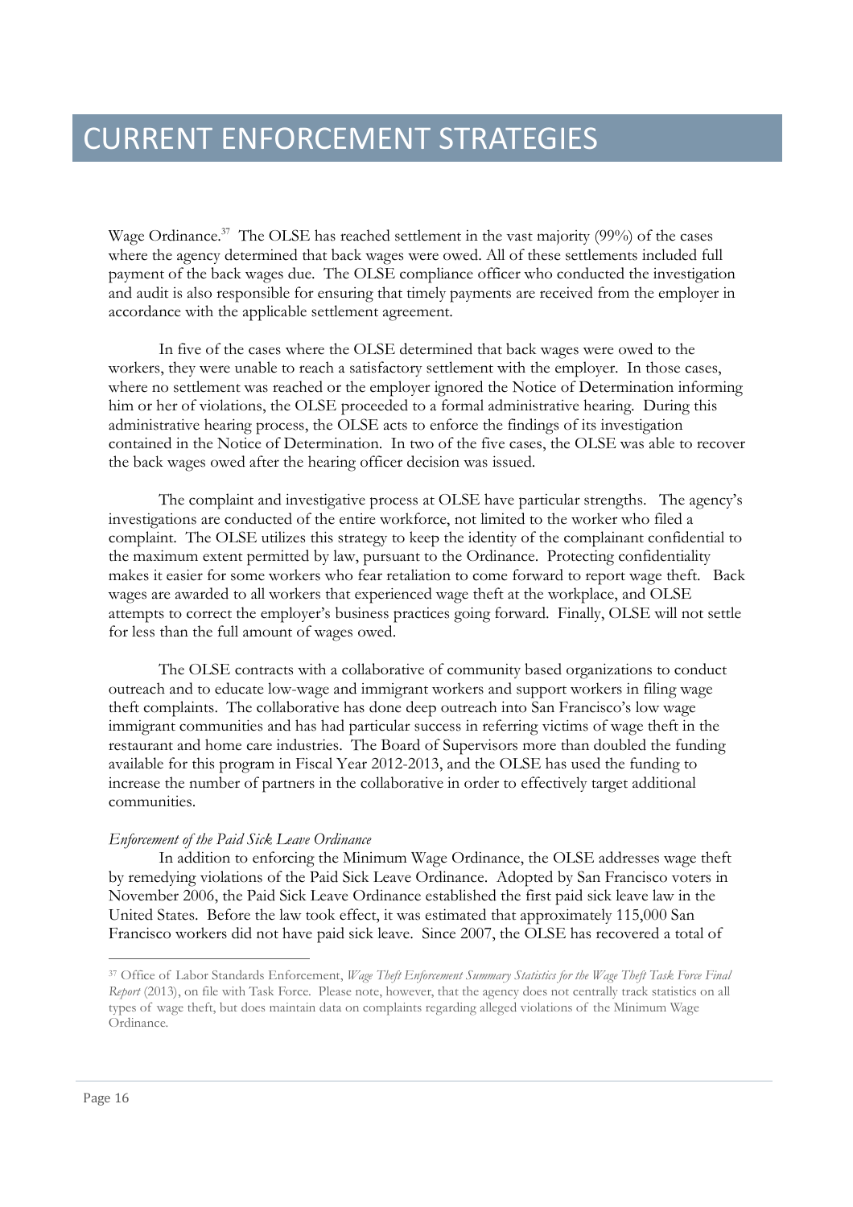# CURRENT ENFORCEMENT STRATEGIES

Wage Ordinance.[37] The OLSE has reached settlement in the vast majority (99%) of the cases where the agency determined that back wages were owed. All of these settlements included full payment of the back wages due. The OLSE compliance officer who conducted the investigation and audit is also responsible for ensuring that timely payments are received from the employer in accordance with the applicable settlement agreement.

In five of the cases where the OLSE determined that back wages were owed to the workers, they were unable to reach a satisfactory settlement with the employer. In those cases, where no settlement was reached or the employer ignored the Notice of Determination informing him or her of violations, the OLSE proceeded to a formal administrative hearing. During this administrative hearing process, the OLSE acts to enforce the findings of its investigation contained in the Notice of Determination. In two of the five cases, the OLSE was able to recover the back wages owed after the hearing officer decision was issued.

The complaint and investigative process at OLSE have particular strengths. The agency's investigations are conducted of the entire workforce, not limited to the worker who filed a complaint. The OLSE utilizes this strategy to keep the identity of the complainant confidential to the maximum extent permitted by law, pursuant to the Ordinance. Protecting confidentiality makes it easier for some workers who fear retaliation to come forward to report wage theft. Back wages are awarded to all workers that experienced wage theft at the workplace, and OLSE attempts to correct the employer's business practices going forward. Finally, OLSE will not settle for less than the full amount of wages owed.

The OLSE contracts with a collaborative of community based organizations to conduct outreach and to educate low-wage and immigrant workers and support workers in filing wage theft complaints. The collaborative has done deep outreach into San Francisco's low wage immigrant communities and has had particular success in referring victims of wage theft in the restaurant and home care industries. The Board of Supervisors more than doubled the funding available for this program in Fiscal Year 2012-2013, and the OLSE has used the funding to increase the number of partners in the collaborative in order to effectively target additional communities.

*Enforcement of the Paid Sick Leave Ordinance*

In addition to enforcing the Minimum Wage Ordinance, the OLSE addresses wage theft by remedying violations of the Paid Sick Leave Ordinance. Adopted by San Francisco voters in November 2006, the Paid Sick Leave Ordinance established the first paid sick leave law in the United States. Before the law took effect, it was estimated that approximately 115,000 San Francisco workers did not have paid sick leave. Since 2007, the OLSE has recovered a total of

[37] Office of Labor Standards Enforcement, *Wage Theft Enforcement Summary Statistics for the Wage Theft Task Force Final Report* (2013), on file with Task Force. Please note, however, that the agency does not centrally track statistics on all types of wage theft, but does maintain data on complaints regarding alleged violations of the Minimum Wage Ordinance.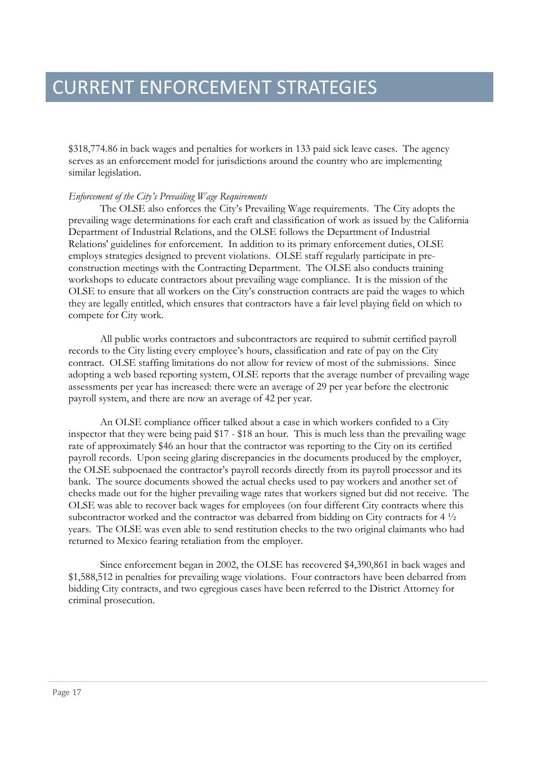# CURRENT ENFORCEMENT STRATEGIES

$318,774.86 in back wages and penalties for workers in 133 paid sick leave cases. The agency serves as an enforcement model for jurisdictions around the country who are implementing similar legislation.

*Enforcement of the City's Prevailing Wage Requirements*

The OLSE also enforces the City's Prevailing Wage requirements. The City adopts the prevailing wage determinations for each craft and classification of work as issued by the California Department of Industrial Relations, and the OLSE follows the Department of Industrial Relations' guidelines for enforcement. In addition to its primary enforcement duties, OLSE employs strategies designed to prevent violations. OLSE staff regularly participate in pre-construction meetings with the Contracting Department. The OLSE also conducts training workshops to educate contractors about prevailing wage compliance. It is the mission of the OLSE to ensure that all workers on the City's construction contracts are paid the wages to which they are legally entitled, which ensures that contractors have a fair level playing field on which to compete for City work.

All public works contractors and subcontractors are required to submit certified payroll records to the City listing every employee's hours, classification and rate of pay on the City contract. OLSE staffing limitations do not allow for review of most of the submissions. Since adopting a web based reporting system, OLSE reports that the average number of prevailing wage assessments per year has increased: there were an average of 29 per year before the electronic payroll system, and there are now an average of 42 per year.

An OLSE compliance officer talked about a case in which workers confided to a City inspector that they were being paid $17 - $18 an hour. This is much less than the prevailing wage rate of approximately $46 an hour that the contractor was reporting to the City on its certified payroll records. Upon seeing glaring discrepancies in the documents produced by the employer, the OLSE subpoenaed the contractor's payroll records directly from its payroll processor and its bank. The source documents showed the actual checks used to pay workers and another set of checks made out for the higher prevailing wage rates that workers signed but did not receive. The OLSE was able to recover back wages for employees (on four different City contracts where this subcontractor worked and the contractor was debarred from bidding on City contracts for 4 ½ years. The OLSE was even able to send restitution checks to the two original claimants who had returned to Mexico fearing retaliation from the employer.

Since enforcement began in 2002, the OLSE has recovered $4,390,861 in back wages and $1,588,512 in penalties for prevailing wage violations. Four contractors have been debarred from bidding City contracts, and two egregious cases have been referred to the District Attorney for criminal prosecution.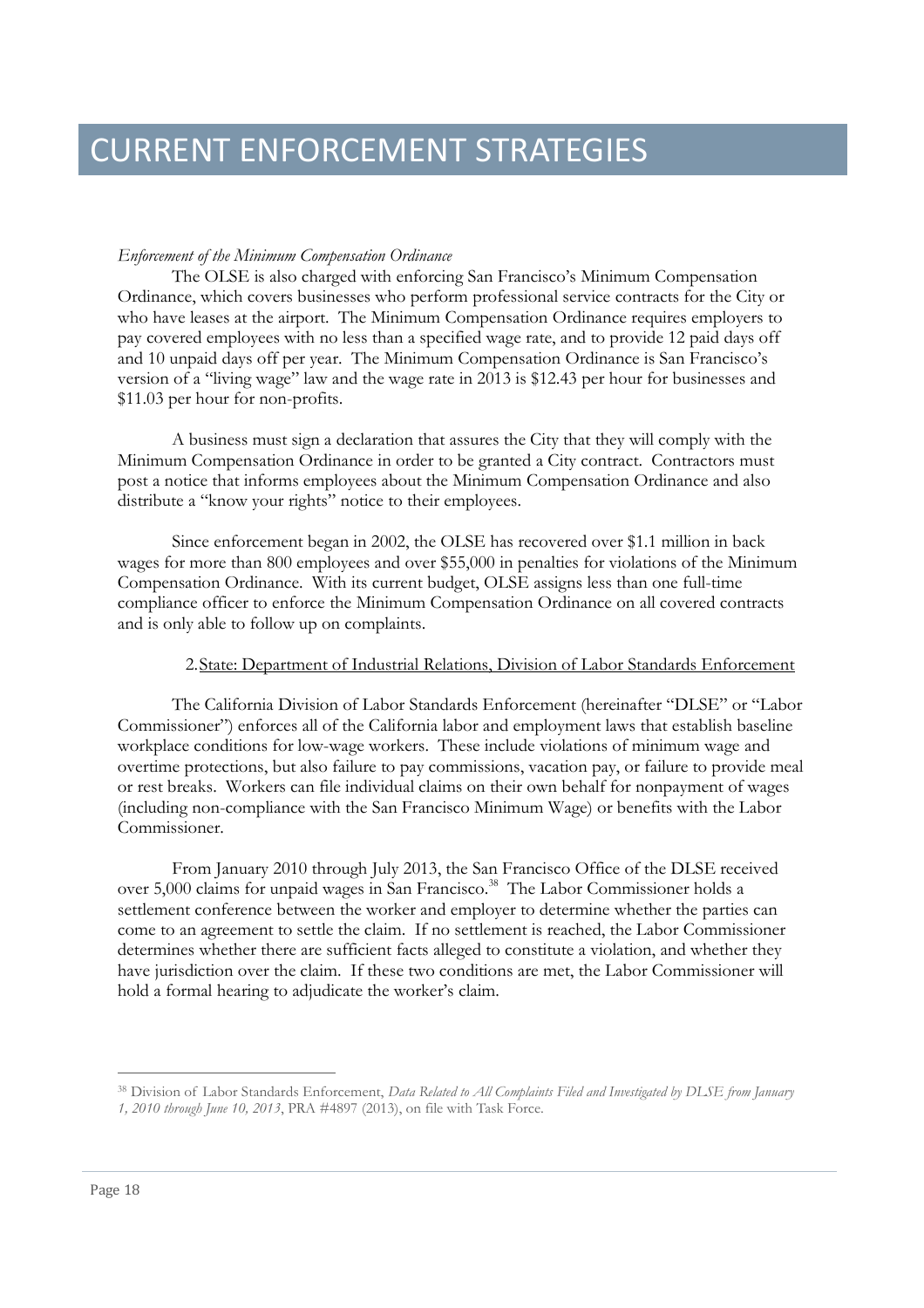# CURRENT ENFORCEMENT STRATEGIES

*Enforcement of the Minimum Compensation Ordinance*

The OLSE is also charged with enforcing San Francisco's Minimum Compensation Ordinance, which covers businesses who perform professional service contracts for the City or who have leases at the airport. The Minimum Compensation Ordinance requires employers to pay covered employees with no less than a specified wage rate, and to provide 12 paid days off and 10 unpaid days off per year. The Minimum Compensation Ordinance is San Francisco's version of a "living wage" law and the wage rate in 2013 is $12.43 per hour for businesses and $11.03 per hour for non-profits.

A business must sign a declaration that assures the City that they will comply with the Minimum Compensation Ordinance in order to be granted a City contract. Contractors must post a notice that informs employees about the Minimum Compensation Ordinance and also distribute a "know your rights" notice to their employees.

Since enforcement began in 2002, the OLSE has recovered over $1.1 million in back wages for more than 800 employees and over $55,000 in penalties for violations of the Minimum Compensation Ordinance. With its current budget, OLSE assigns less than one full-time compliance officer to enforce the Minimum Compensation Ordinance on all covered contracts and is only able to follow up on complaints.

2. <u>State: Department of Industrial Relations, Division of Labor Standards Enforcement</u>

The California Division of Labor Standards Enforcement (hereinafter "DLSE" or "Labor Commissioner") enforces all of the California labor and employment laws that establish baseline workplace conditions for low-wage workers. These include violations of minimum wage and overtime protections, but also failure to pay commissions, vacation pay, or failure to provide meal or rest breaks. Workers can file individual claims on their own behalf for nonpayment of wages (including non-compliance with the San Francisco Minimum Wage) or benefits with the Labor Commissioner.

From January 2010 through July 2013, the San Francisco Office of the DLSE received over 5,000 claims for unpaid wages in San Francisco.[38] The Labor Commissioner holds a settlement conference between the worker and employer to determine whether the parties can come to an agreement to settle the claim. If no settlement is reached, the Labor Commissioner determines whether there are sufficient facts alleged to constitute a violation, and whether they have jurisdiction over the claim. If these two conditions are met, the Labor Commissioner will hold a formal hearing to adjudicate the worker's claim.

---

[38] Division of Labor Standards Enforcement, *Data Related to All Complaints Filed and Investigated by DLSE from January 1, 2010 through June 10, 2013*, PRA #4897 (2013), on file with Task Force.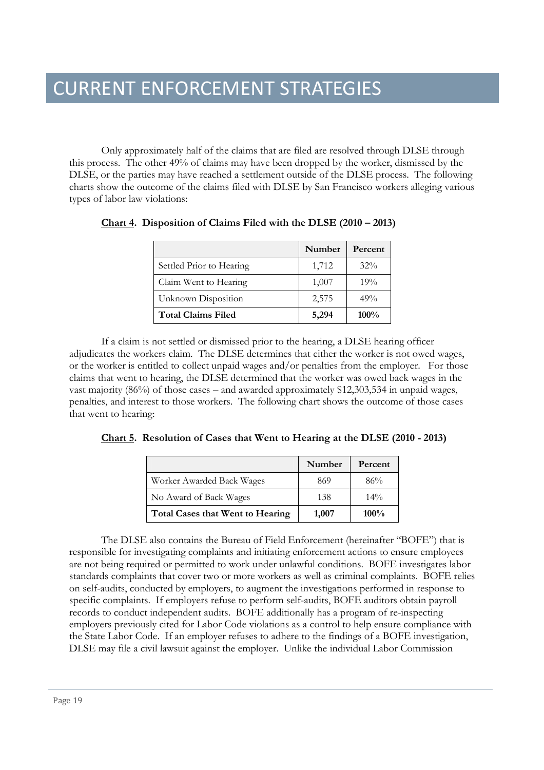# CURRENT ENFORCEMENT STRATEGIES

Only approximately half of the claims that are filed are resolved through DLSE through this process. The other 49% of claims may have been dropped by the worker, dismissed by the DLSE, or the parties may have reached a settlement outside of the DLSE process. The following charts show the outcome of the claims filed with DLSE by San Francisco workers alleging various types of labor law violations:

**<u>Chart 4</u>. Disposition of Claims Filed with the DLSE (2010 – 2013)**

| | Number | Percent |
|---|---|---|
| Settled Prior to Hearing | 1,712 | 32% |
| Claim Went to Hearing | 1,007 | 19% |
| Unknown Disposition | 2,575 | 49% |
| **Total Claims Filed** | **5,294** | **100%** |

If a claim is not settled or dismissed prior to the hearing, a DLSE hearing officer adjudicates the workers claim. The DLSE determines that either the worker is not owed wages, or the worker is entitled to collect unpaid wages and/or penalties from the employer. For those claims that went to hearing, the DLSE determined that the worker was owed back wages in the vast majority (86%) of those cases – and awarded approximately $12,303,534 in unpaid wages, penalties, and interest to those workers. The following chart shows the outcome of those cases that went to hearing:

**<u>Chart 5</u>. Resolution of Cases that Went to Hearing at the DLSE (2010 - 2013)**

| | Number | Percent |
|---|---|---|
| Worker Awarded Back Wages | 869 | 86% |
| No Award of Back Wages | 138 | 14% |
| **Total Cases that Went to Hearing** | **1,007** | **100%** |

The DLSE also contains the Bureau of Field Enforcement (hereinafter "BOFE") that is responsible for investigating complaints and initiating enforcement actions to ensure employees are not being required or permitted to work under unlawful conditions. BOFE investigates labor standards complaints that cover two or more workers as well as criminal complaints. BOFE relies on self-audits, conducted by employers, to augment the investigations performed in response to specific complaints. If employers refuse to perform self-audits, BOFE auditors obtain payroll records to conduct independent audits. BOFE additionally has a program of re-inspecting employers previously cited for Labor Code violations as a control to help ensure compliance with the State Labor Code. If an employer refuses to adhere to the findings of a BOFE investigation, DLSE may file a civil lawsuit against the employer. Unlike the individual Labor Commission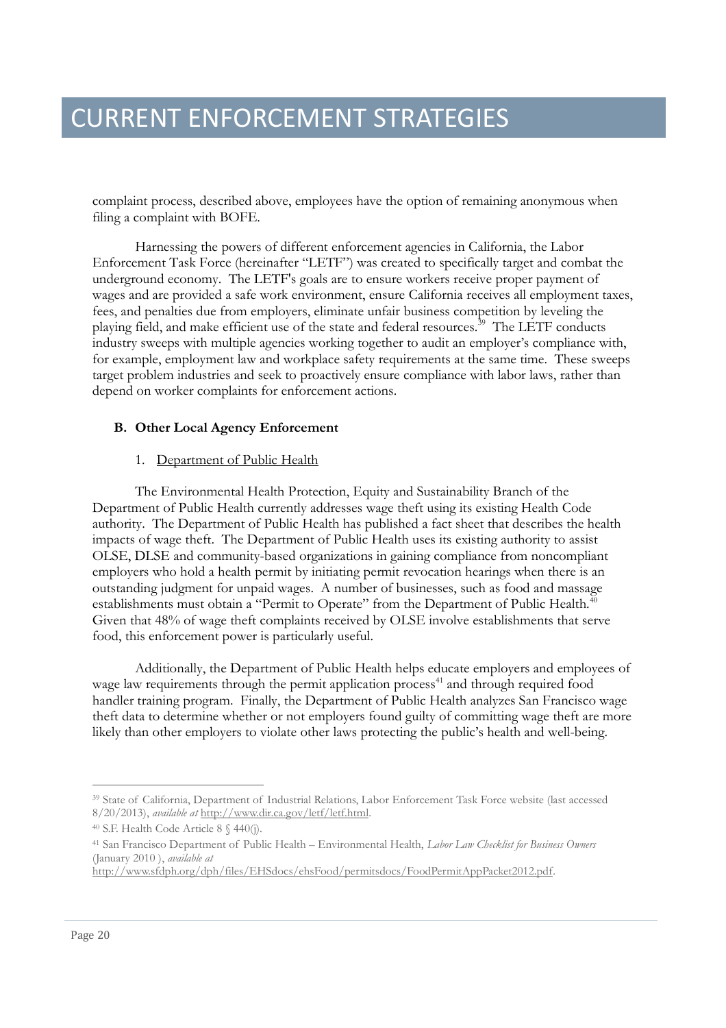// CURRENT ENFORCEMENT STRATEGIES

complaint process, described above, employees have the option of remaining anonymous when filing a complaint with BOFE.

Harnessing the powers of different enforcement agencies in California, the Labor Enforcement Task Force (hereinafter "LETF") was created to specifically target and combat the underground economy. The LETF's goals are to ensure workers receive proper payment of wages and are provided a safe work environment, ensure California receives all employment taxes, fees, and penalties due from employers, eliminate unfair business competition by leveling the playing field, and make efficient use of the state and federal resources.[39] The LETF conducts industry sweeps with multiple agencies working together to audit an employer's compliance with, for example, employment law and workplace safety requirements at the same time. These sweeps target problem industries and seek to proactively ensure compliance with labor laws, rather than depend on worker complaints for enforcement actions.

### B. Other Local Agency Enforcement

#### 1. Department of Public Health

The Environmental Health Protection, Equity and Sustainability Branch of the Department of Public Health currently addresses wage theft using its existing Health Code authority. The Department of Public Health has published a fact sheet that describes the health impacts of wage theft. The Department of Public Health uses its existing authority to assist OLSE, DLSE and community-based organizations in gaining compliance from noncompliant employers who hold a health permit by initiating permit revocation hearings when there is an outstanding judgment for unpaid wages. A number of businesses, such as food and massage establishments must obtain a "Permit to Operate" from the Department of Public Health.[40] Given that 48% of wage theft complaints received by OLSE involve establishments that serve food, this enforcement power is particularly useful.

Additionally, the Department of Public Health helps educate employers and employees of wage law requirements through the permit application process[41] and through required food handler training program. Finally, the Department of Public Health analyzes San Francisco wage theft data to determine whether or not employers found guilty of committing wage theft are more likely than other employers to violate other laws protecting the public's health and well-being.

---

[39] State of California, Department of Industrial Relations, Labor Enforcement Task Force website (last accessed 8/20/2013), *available at* http://www.dir.ca.gov/letf/letf.html.

[40] S.F. Health Code Article 8 § 440(j).

[41] San Francisco Department of Public Health – Environmental Health, *Labor Law Checklist for Business Owners* (January 2010 ), *available at* http://www.sfdph.org/dph/files/EHSdocs/ehsFood/permitsdocs/FoodPermitAppPacket2012.pdf.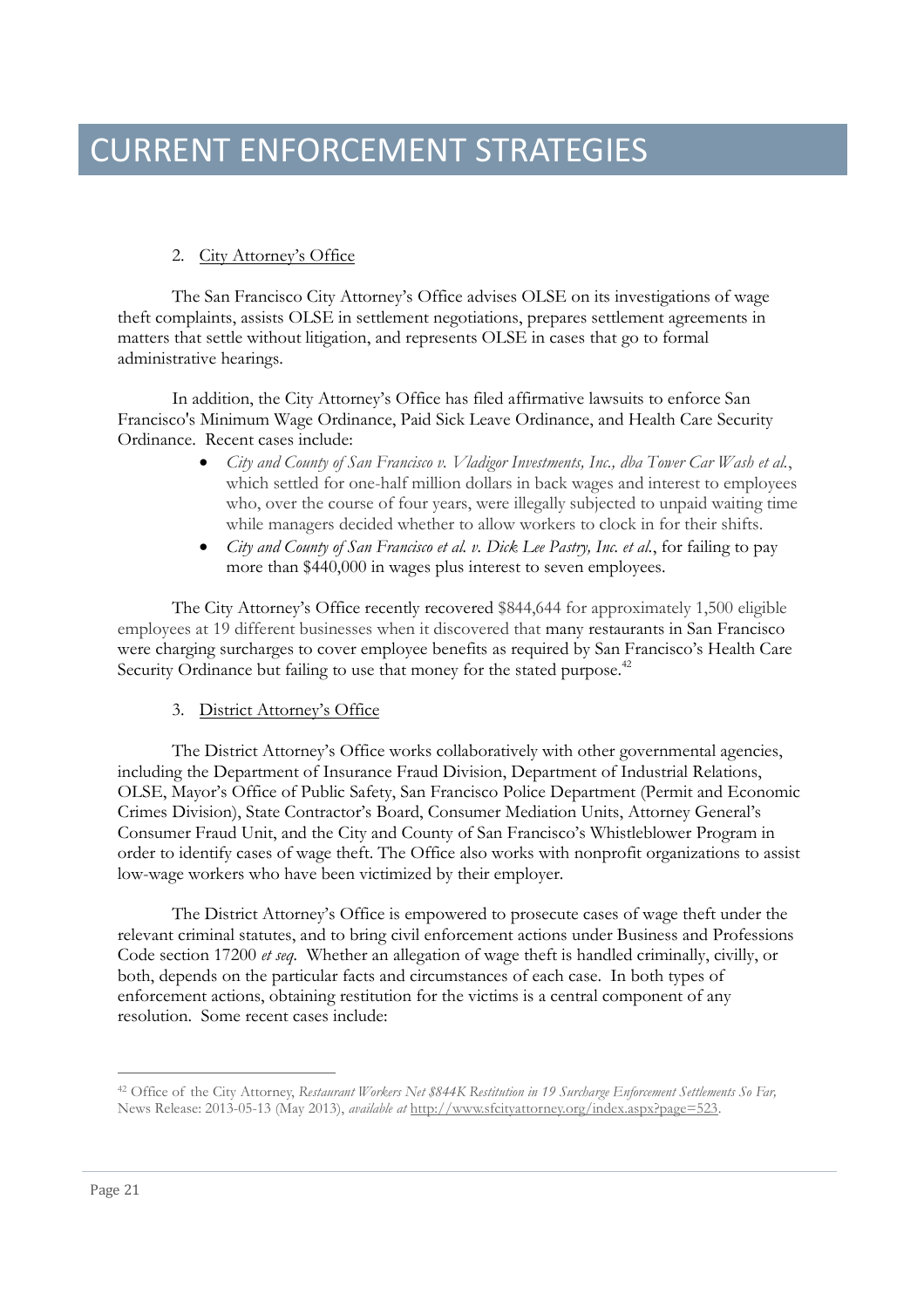# CURRENT ENFORCEMENT STRATEGIES

2. City Attorney's Office

The San Francisco City Attorney's Office advises OLSE on its investigations of wage theft complaints, assists OLSE in settlement negotiations, prepares settlement agreements in matters that settle without litigation, and represents OLSE in cases that go to formal administrative hearings.

In addition, the City Attorney's Office has filed affirmative lawsuits to enforce San Francisco's Minimum Wage Ordinance, Paid Sick Leave Ordinance, and Health Care Security Ordinance. Recent cases include:

- *City and County of San Francisco v. Vladigor Investments, Inc., dba Tower Car Wash et al.*, which settled for one-half million dollars in back wages and interest to employees who, over the course of four years, were illegally subjected to unpaid waiting time while managers decided whether to allow workers to clock in for their shifts.
- *City and County of San Francisco et al. v. Dick Lee Pastry, Inc. et al.*, for failing to pay more than $440,000 in wages plus interest to seven employees.

The City Attorney's Office recently recovered $844,644 for approximately 1,500 eligible employees at 19 different businesses when it discovered that many restaurants in San Francisco were charging surcharges to cover employee benefits as required by San Francisco's Health Care Security Ordinance but failing to use that money for the stated purpose.[42]

3. District Attorney's Office

The District Attorney's Office works collaboratively with other governmental agencies, including the Department of Insurance Fraud Division, Department of Industrial Relations, OLSE, Mayor's Office of Public Safety, San Francisco Police Department (Permit and Economic Crimes Division), State Contractor's Board, Consumer Mediation Units, Attorney General's Consumer Fraud Unit, and the City and County of San Francisco's Whistleblower Program in order to identify cases of wage theft. The Office also works with nonprofit organizations to assist low-wage workers who have been victimized by their employer.

The District Attorney's Office is empowered to prosecute cases of wage theft under the relevant criminal statutes, and to bring civil enforcement actions under Business and Professions Code section 17200 *et seq.* Whether an allegation of wage theft is handled criminally, civilly, or both, depends on the particular facts and circumstances of each case. In both types of enforcement actions, obtaining restitution for the victims is a central component of any resolution. Some recent cases include:

---

[42] Office of the City Attorney, *Restaurant Workers Net $844K Restitution in 19 Surcharge Enforcement Settlements So Far,* News Release: 2013-05-13 (May 2013), *available at* http://www.sfcityattorney.org/index.aspx?page=523.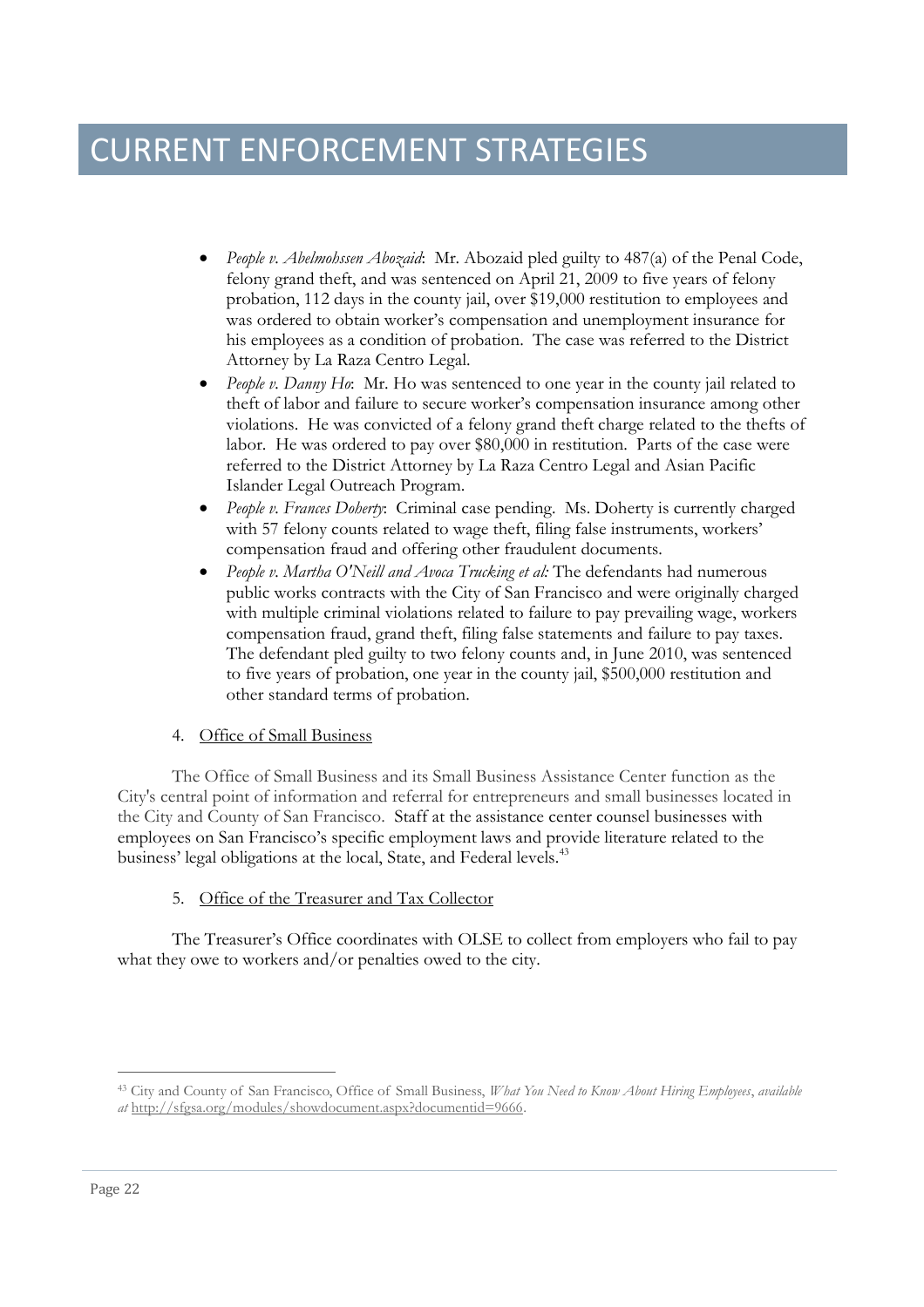# CURRENT ENFORCEMENT STRATEGIES

- *People v. Abelmohssen Abozaid*: Mr. Abozaid pled guilty to 487(a) of the Penal Code, felony grand theft, and was sentenced on April 21, 2009 to five years of felony probation, 112 days in the county jail, over $19,000 restitution to employees and was ordered to obtain worker's compensation and unemployment insurance for his employees as a condition of probation. The case was referred to the District Attorney by La Raza Centro Legal.
- *People v. Danny Ho*: Mr. Ho was sentenced to one year in the county jail related to theft of labor and failure to secure worker's compensation insurance among other violations. He was convicted of a felony grand theft charge related to the thefts of labor. He was ordered to pay over $80,000 in restitution. Parts of the case were referred to the District Attorney by La Raza Centro Legal and Asian Pacific Islander Legal Outreach Program.
- *People v. Frances Doherty*: Criminal case pending. Ms. Doherty is currently charged with 57 felony counts related to wage theft, filing false instruments, workers' compensation fraud and offering other fraudulent documents.
- *People v. Martha O'Neill and Avoca Trucking et al:* The defendants had numerous public works contracts with the City of San Francisco and were originally charged with multiple criminal violations related to failure to pay prevailing wage, workers compensation fraud, grand theft, filing false statements and failure to pay taxes. The defendant pled guilty to two felony counts and, in June 2010, was sentenced to five years of probation, one year in the county jail, $500,000 restitution and other standard terms of probation.

4. Office of Small Business

The Office of Small Business and its Small Business Assistance Center function as the City's central point of information and referral for entrepreneurs and small businesses located in the City and County of San Francisco. Staff at the assistance center counsel businesses with employees on San Francisco's specific employment laws and provide literature related to the business' legal obligations at the local, State, and Federal levels.[43]

5. Office of the Treasurer and Tax Collector

The Treasurer's Office coordinates with OLSE to collect from employers who fail to pay what they owe to workers and/or penalties owed to the city.

---

[43] City and County of San Francisco, Office of Small Business, *What You Need to Know About Hiring Employees*, *available at* http://sfgsa.org/modules/showdocument.aspx?documentid=9666.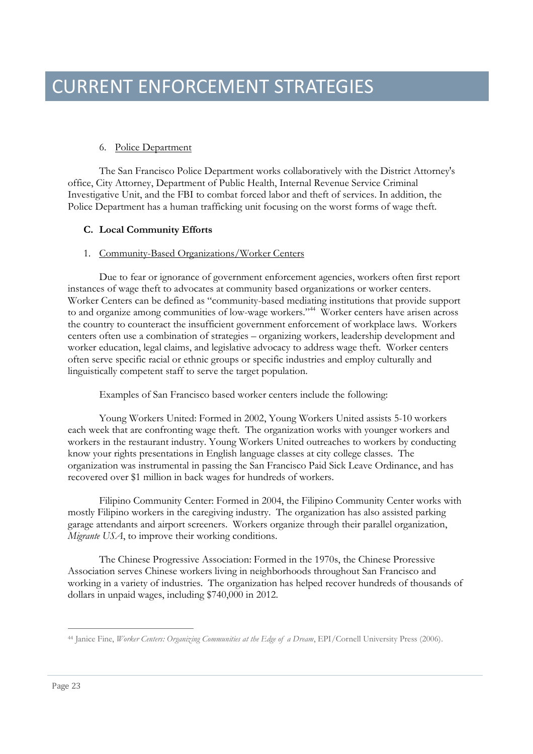# CURRENT ENFORCEMENT STRATEGIES

6. Police Department

The San Francisco Police Department works collaboratively with the District Attorney's office, City Attorney, Department of Public Health, Internal Revenue Service Criminal Investigative Unit, and the FBI to combat forced labor and theft of services. In addition, the Police Department has a human trafficking unit focusing on the worst forms of wage theft.

**C. Local Community Efforts**

1. Community-Based Organizations/Worker Centers

Due to fear or ignorance of government enforcement agencies, workers often first report instances of wage theft to advocates at community based organizations or worker centers. Worker Centers can be defined as "community-based mediating institutions that provide support to and organize among communities of low-wage workers."[44] Worker centers have arisen across the country to counteract the insufficient government enforcement of workplace laws. Workers centers often use a combination of strategies – organizing workers, leadership development and worker education, legal claims, and legislative advocacy to address wage theft. Worker centers often serve specific racial or ethnic groups or specific industries and employ culturally and linguistically competent staff to serve the target population.

Examples of San Francisco based worker centers include the following:

Young Workers United: Formed in 2002, Young Workers United assists 5-10 workers each week that are confronting wage theft. The organization works with younger workers and workers in the restaurant industry. Young Workers United outreaches to workers by conducting know your rights presentations in English language classes at city college classes. The organization was instrumental in passing the San Francisco Paid Sick Leave Ordinance, and has recovered over $1 million in back wages for hundreds of workers.

Filipino Community Center: Formed in 2004, the Filipino Community Center works with mostly Filipino workers in the caregiving industry. The organization has also assisted parking garage attendants and airport screeners. Workers organize through their parallel organization, *Migrante USA*, to improve their working conditions.

The Chinese Progressive Association: Formed in the 1970s, the Chinese Proressive Association serves Chinese workers living in neighborhoods throughout San Francisco and working in a variety of industries. The organization has helped recover hundreds of thousands of dollars in unpaid wages, including $740,000 in 2012.

---

[44] Janice Fine, *Worker Centers: Organizing Communities at the Edge of a Dream*, EPI/Cornell University Press (2006).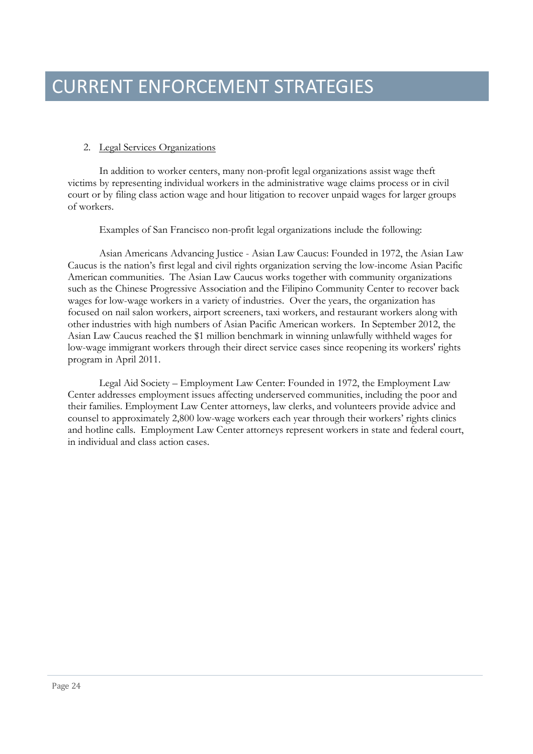# CURRENT ENFORCEMENT STRATEGIES

2. Legal Services Organizations

In addition to worker centers, many non-profit legal organizations assist wage theft victims by representing individual workers in the administrative wage claims process or in civil court or by filing class action wage and hour litigation to recover unpaid wages for larger groups of workers.

Examples of San Francisco non-profit legal organizations include the following:

Asian Americans Advancing Justice - Asian Law Caucus: Founded in 1972, the Asian Law Caucus is the nation's first legal and civil rights organization serving the low-income Asian Pacific American communities. The Asian Law Caucus works together with community organizations such as the Chinese Progressive Association and the Filipino Community Center to recover back wages for low-wage workers in a variety of industries. Over the years, the organization has focused on nail salon workers, airport screeners, taxi workers, and restaurant workers along with other industries with high numbers of Asian Pacific American workers. In September 2012, the Asian Law Caucus reached the $1 million benchmark in winning unlawfully withheld wages for low-wage immigrant workers through their direct service cases since reopening its workers' rights program in April 2011.

Legal Aid Society – Employment Law Center: Founded in 1972, the Employment Law Center addresses employment issues affecting underserved communities, including the poor and their families. Employment Law Center attorneys, law clerks, and volunteers provide advice and counsel to approximately 2,800 low-wage workers each year through their workers' rights clinics and hotline calls. Employment Law Center attorneys represent workers in state and federal court, in individual and class action cases.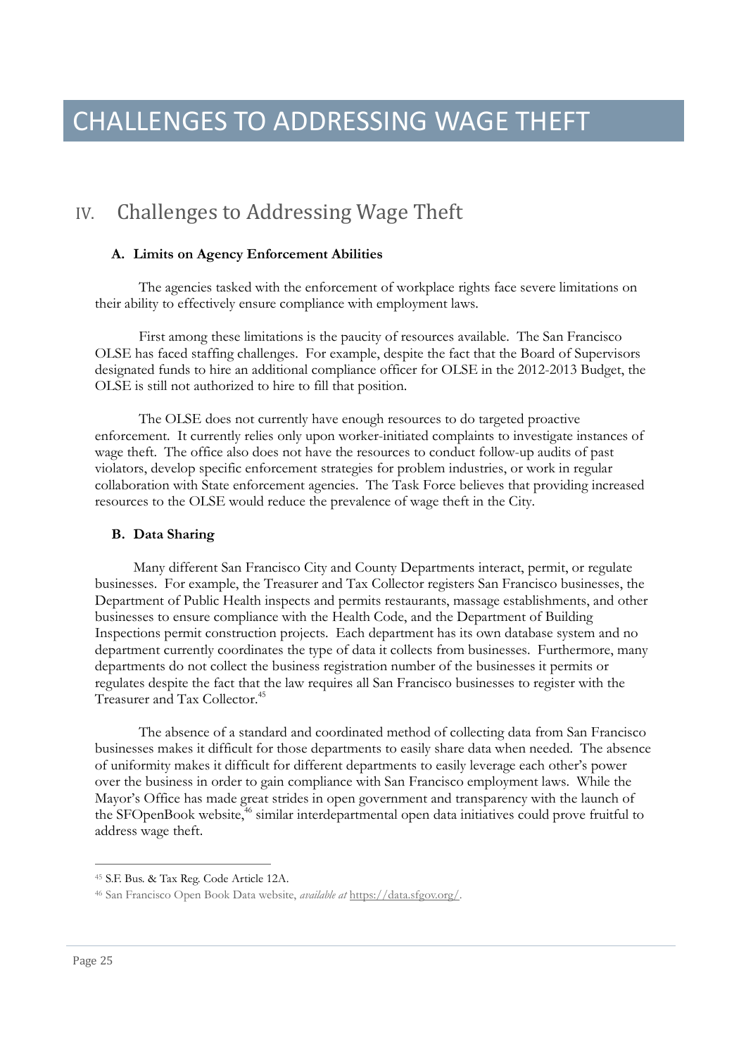# CHALLENGES TO ADDRESSING WAGE THEFT

## IV. Challenges to Addressing Wage Theft

### A. Limits on Agency Enforcement Abilities

The agencies tasked with the enforcement of workplace rights face severe limitations on their ability to effectively ensure compliance with employment laws.

First among these limitations is the paucity of resources available. The San Francisco OLSE has faced staffing challenges. For example, despite the fact that the Board of Supervisors designated funds to hire an additional compliance officer for OLSE in the 2012-2013 Budget, the OLSE is still not authorized to hire to fill that position.

The OLSE does not currently have enough resources to do targeted proactive enforcement. It currently relies only upon worker-initiated complaints to investigate instances of wage theft. The office also does not have the resources to conduct follow-up audits of past violators, develop specific enforcement strategies for problem industries, or work in regular collaboration with State enforcement agencies. The Task Force believes that providing increased resources to the OLSE would reduce the prevalence of wage theft in the City.

### B. Data Sharing

Many different San Francisco City and County Departments interact, permit, or regulate businesses. For example, the Treasurer and Tax Collector registers San Francisco businesses, the Department of Public Health inspects and permits restaurants, massage establishments, and other businesses to ensure compliance with the Health Code, and the Department of Building Inspections permit construction projects. Each department has its own database system and no department currently coordinates the type of data it collects from businesses. Furthermore, many departments do not collect the business registration number of the businesses it permits or regulates despite the fact that the law requires all San Francisco businesses to register with the Treasurer and Tax Collector.[45]

The absence of a standard and coordinated method of collecting data from San Francisco businesses makes it difficult for those departments to easily share data when needed. The absence of uniformity makes it difficult for different departments to easily leverage each other's power over the business in order to gain compliance with San Francisco employment laws. While the Mayor's Office has made great strides in open government and transparency with the launch of the SFOpenBook website,[46] similar interdepartmental open data initiatives could prove fruitful to address wage theft.

---

[45] S.F. Bus. & Tax Reg. Code Article 12A.

[46] San Francisco Open Book Data website, *available at* https://data.sfgov.org/.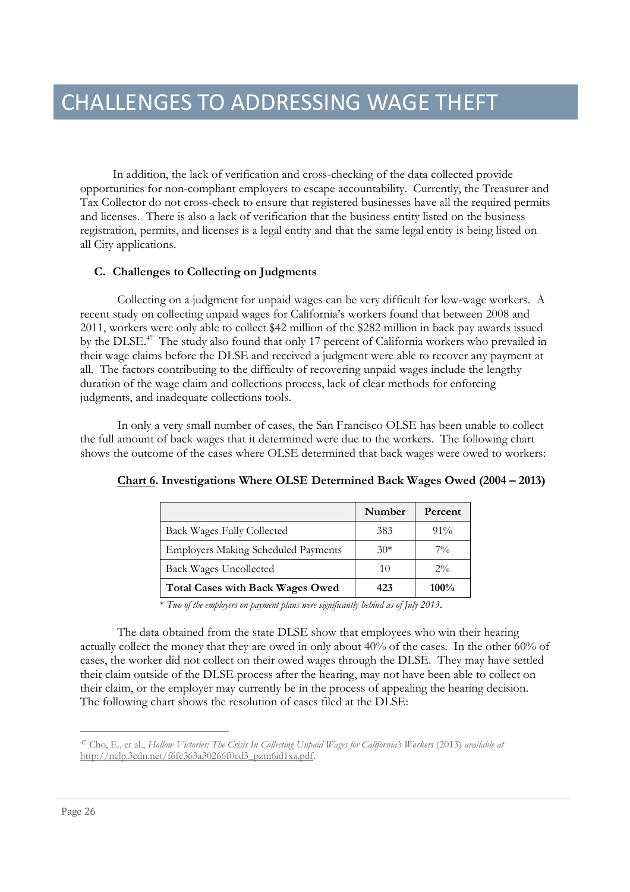# CHALLENGES TO ADDRESSING WAGE THEFT

In addition, the lack of verification and cross-checking of the data collected provide opportunities for non-compliant employers to escape accountability. Currently, the Treasurer and Tax Collector do not cross-check to ensure that registered businesses have all the required permits and licenses. There is also a lack of verification that the business entity listed on the business registration, permits, and licenses is a legal entity and that the same legal entity is being listed on all City applications.

### C. Challenges to Collecting on Judgments

Collecting on a judgment for unpaid wages can be very difficult for low-wage workers. A recent study on collecting unpaid wages for California's workers found that between 2008 and 2011, workers were only able to collect $42 million of the $282 million in back pay awards issued by the DLSE.[47] The study also found that only 17 percent of California workers who prevailed in their wage claims before the DLSE and received a judgment were able to recover any payment at all. The factors contributing to the difficulty of recovering unpaid wages include the lengthy duration of the wage claim and collections process, lack of clear methods for enforcing judgments, and inadequate collections tools.

In only a very small number of cases, the San Francisco OLSE has been unable to collect the full amount of back wages that it determined were due to the workers. The following chart shows the outcome of the cases where OLSE determined that back wages were owed to workers:

**Chart 6. Investigations Where OLSE Determined Back Wages Owed (2004 – 2013)**

| | Number | Percent |
|---|---|---|
| Back Wages Fully Collected | 383 | 91% |
| Employers Making Scheduled Payments | 30* | 7% |
| Back Wages Uncollected | 10 | 2% |
| **Total Cases with Back Wages Owed** | **423** | **100%** |

*\* Two of the employers on payment plans were significantly behind as of July 2013.*

The data obtained from the state DLSE show that employees who win their hearing actually collect the money that they are owed in only about 40% of the cases. In the other 60% of cases, the worker did not collect on their owed wages through the DLSE. They may have settled their claim outside of the DLSE process after the hearing, may not have been able to collect on their claim, or the employer may currently be in the process of appealing the hearing decision. The following chart shows the resolution of cases filed at the DLSE:

---

[47] Cho, E., et al., *Hollow Victories: The Crisis In Collecting Unpaid Wages for California's Workers* (2013) *available at* http://nelp.3cdn.net/f6fc363a30266f0cd3_pzm6id1xa.pdf.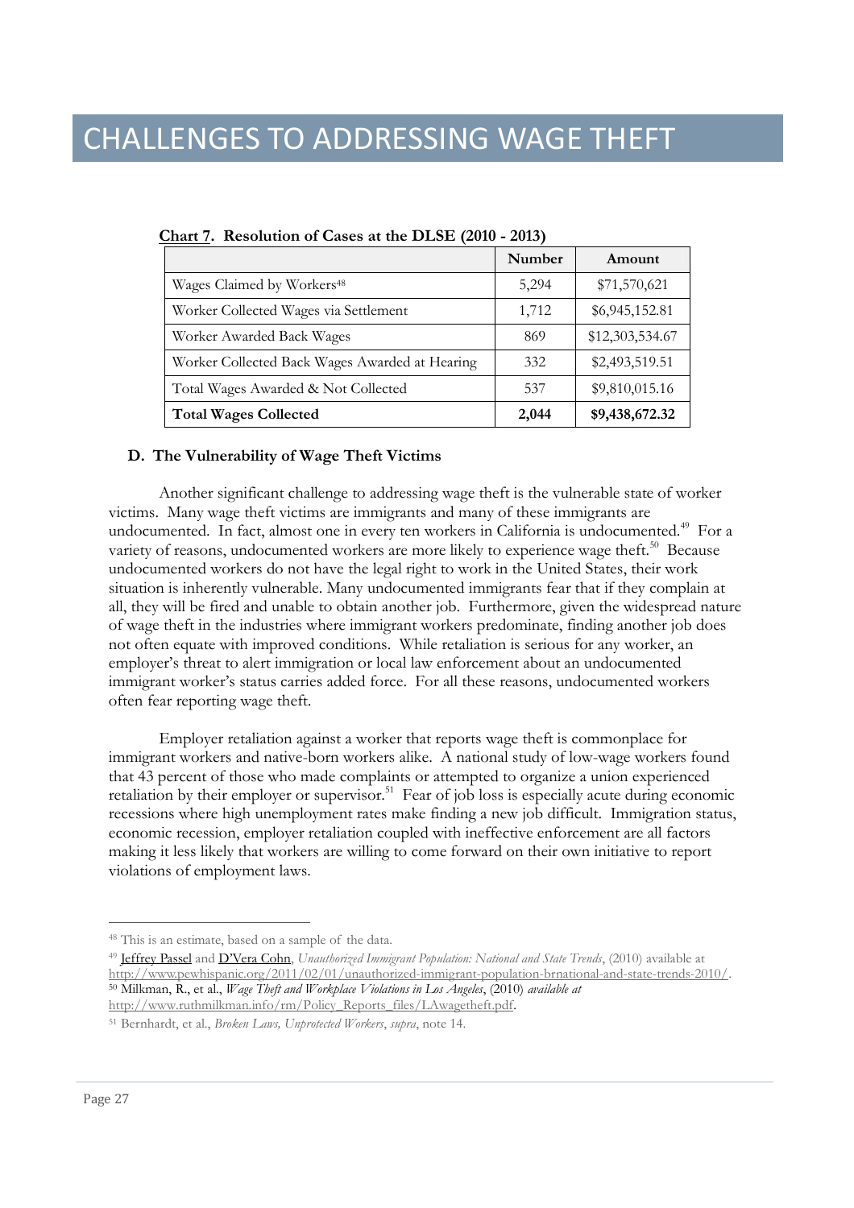# CHALLENGES TO ADDRESSING WAGE THEFT

**Chart 7. Resolution of Cases at the DLSE (2010 - 2013)**

| | Number | Amount |
|---|---|---|
| Wages Claimed by Workers[48] | 5,294 | $71,570,621 |
| Worker Collected Wages via Settlement | 1,712 | $6,945,152.81 |
| Worker Awarded Back Wages | 869 | $12,303,534.67 |
| Worker Collected Back Wages Awarded at Hearing | 332 | $2,493,519.51 |
| Total Wages Awarded & Not Collected | 537 | $9,810,015.16 |
| **Total Wages Collected** | **2,044** | **$9,438,672.32** |

### D. The Vulnerability of Wage Theft Victims

Another significant challenge to addressing wage theft is the vulnerable state of worker victims. Many wage theft victims are immigrants and many of these immigrants are undocumented. In fact, almost one in every ten workers in California is undocumented.[49] For a variety of reasons, undocumented workers are more likely to experience wage theft.[50] Because undocumented workers do not have the legal right to work in the United States, their work situation is inherently vulnerable. Many undocumented immigrants fear that if they complain at all, they will be fired and unable to obtain another job. Furthermore, given the widespread nature of wage theft in the industries where immigrant workers predominate, finding another job does not often equate with improved conditions. While retaliation is serious for any worker, an employer's threat to alert immigration or local law enforcement about an undocumented immigrant worker's status carries added force. For all these reasons, undocumented workers often fear reporting wage theft.

Employer retaliation against a worker that reports wage theft is commonplace for immigrant workers and native-born workers alike. A national study of low-wage workers found that 43 percent of those who made complaints or attempted to organize a union experienced retaliation by their employer or supervisor.[51] Fear of job loss is especially acute during economic recessions where high unemployment rates make finding a new job difficult. Immigration status, economic recession, employer retaliation coupled with ineffective enforcement are all factors making it less likely that workers are willing to come forward on their own initiative to report violations of employment laws.

---

[48] This is an estimate, based on a sample of the data.

[49] Jeffrey Passel and D'Vera Cohn, *Unauthorized Immigrant Population: National and State Trends*, (2010) available at http://www.pewhispanic.org/2011/02/01/unauthorized-immigrant-population-brnational-and-state-trends-2010/.

[50] Milkman, R., et al., *Wage Theft and Workplace Violations in Los Angeles*, (2010) *available at* http://www.ruthmilkman.info/rm/Policy_Reports_files/LAwagetheft.pdf.

[51] Bernhardt, et al., *Broken Laws, Unprotected Workers*, *supra*, note 14.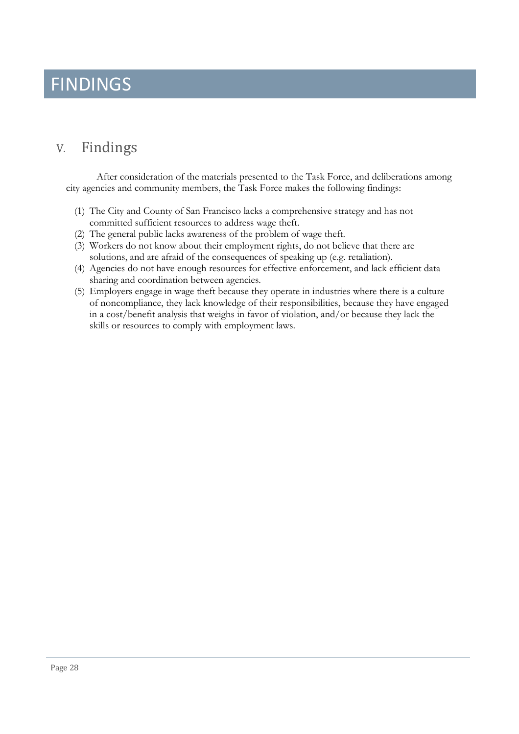# FINDINGS

## V. Findings

After consideration of the materials presented to the Task Force, and deliberations among city agencies and community members, the Task Force makes the following findings:

(1) The City and County of San Francisco lacks a comprehensive strategy and has not committed sufficient resources to address wage theft.
(2) The general public lacks awareness of the problem of wage theft.
(3) Workers do not know about their employment rights, do not believe that there are solutions, and are afraid of the consequences of speaking up (e.g. retaliation).
(4) Agencies do not have enough resources for effective enforcement, and lack efficient data sharing and coordination between agencies.
(5) Employers engage in wage theft because they operate in industries where there is a culture of noncompliance, they lack knowledge of their responsibilities, because they have engaged in a cost/benefit analysis that weighs in favor of violation, and/or because they lack the skills or resources to comply with employment laws.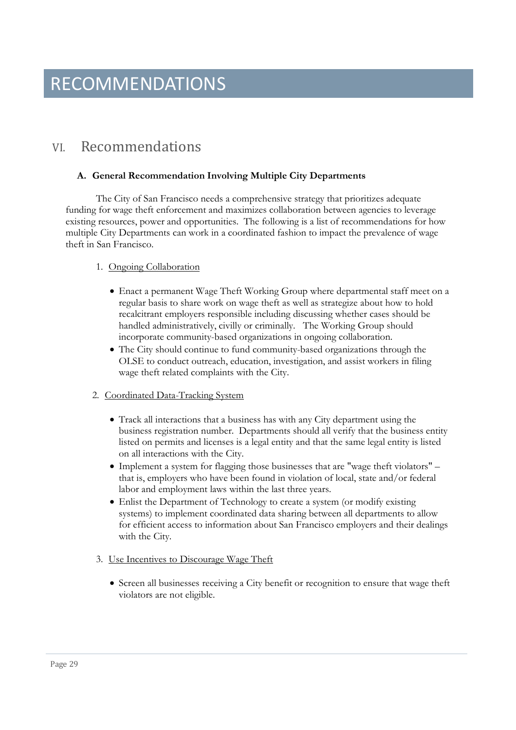# RECOMMENDATIONS

## VI. Recommendations

### A. General Recommendation Involving Multiple City Departments

The City of San Francisco needs a comprehensive strategy that prioritizes adequate funding for wage theft enforcement and maximizes collaboration between agencies to leverage existing resources, power and opportunities. The following is a list of recommendations for how multiple City Departments can work in a coordinated fashion to impact the prevalence of wage theft in San Francisco.

1. Ongoing Collaboration

   - Enact a permanent Wage Theft Working Group where departmental staff meet on a regular basis to share work on wage theft as well as strategize about how to hold recalcitrant employers responsible including discussing whether cases should be handled administratively, civilly or criminally. The Working Group should incorporate community-based organizations in ongoing collaboration.
   - The City should continue to fund community-based organizations through the OLSE to conduct outreach, education, investigation, and assist workers in filing wage theft related complaints with the City.

2. Coordinated Data-Tracking System

   - Track all interactions that a business has with any City department using the business registration number. Departments should all verify that the business entity listed on permits and licenses is a legal entity and that the same legal entity is listed on all interactions with the City.
   - Implement a system for flagging those businesses that are "wage theft violators" – that is, employers who have been found in violation of local, state and/or federal labor and employment laws within the last three years.
   - Enlist the Department of Technology to create a system (or modify existing systems) to implement coordinated data sharing between all departments to allow for efficient access to information about San Francisco employers and their dealings with the City.

3. Use Incentives to Discourage Wage Theft

   - Screen all businesses receiving a City benefit or recognition to ensure that wage theft violators are not eligible.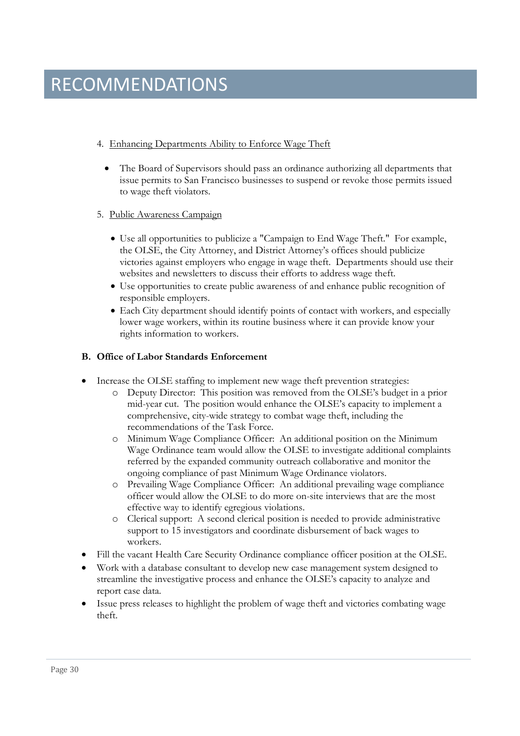# RECOMMENDATIONS

4. Enhancing Departments Ability to Enforce Wage Theft

   - The Board of Supervisors should pass an ordinance authorizing all departments that issue permits to San Francisco businesses to suspend or revoke those permits issued to wage theft violators.

5. Public Awareness Campaign

   - Use all opportunities to publicize a "Campaign to End Wage Theft." For example, the OLSE, the City Attorney, and District Attorney's offices should publicize victories against employers who engage in wage theft. Departments should use their websites and newsletters to discuss their efforts to address wage theft.
   - Use opportunities to create public awareness of and enhance public recognition of responsible employers.
   - Each City department should identify points of contact with workers, and especially lower wage workers, within its routine business where it can provide know your rights information to workers.

**B. Office of Labor Standards Enforcement**

- Increase the OLSE staffing to implement new wage theft prevention strategies:
  - Deputy Director: This position was removed from the OLSE's budget in a prior mid-year cut. The position would enhance the OLSE's capacity to implement a comprehensive, city-wide strategy to combat wage theft, including the recommendations of the Task Force.
  - Minimum Wage Compliance Officer: An additional position on the Minimum Wage Ordinance team would allow the OLSE to investigate additional complaints referred by the expanded community outreach collaborative and monitor the ongoing compliance of past Minimum Wage Ordinance violators.
  - Prevailing Wage Compliance Officer: An additional prevailing wage compliance officer would allow the OLSE to do more on-site interviews that are the most effective way to identify egregious violations.
  - Clerical support: A second clerical position is needed to provide administrative support to 15 investigators and coordinate disbursement of back wages to workers.
- Fill the vacant Health Care Security Ordinance compliance officer position at the OLSE.
- Work with a database consultant to develop new case management system designed to streamline the investigative process and enhance the OLSE's capacity to analyze and report case data.
- Issue press releases to highlight the problem of wage theft and victories combating wage theft.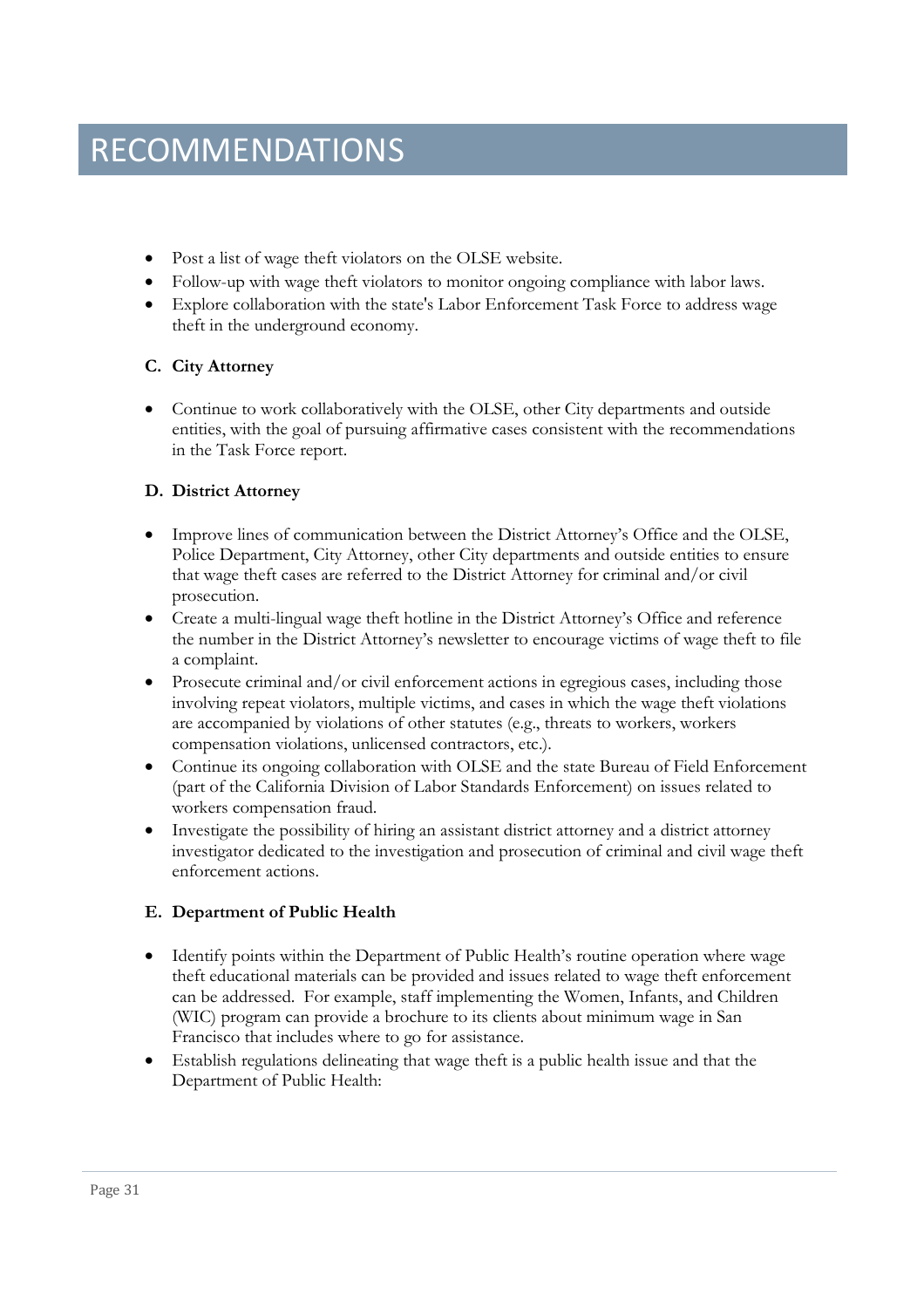# RECOMMENDATIONS

- Post a list of wage theft violators on the OLSE website.
- Follow-up with wage theft violators to monitor ongoing compliance with labor laws.
- Explore collaboration with the state's Labor Enforcement Task Force to address wage theft in the underground economy.

**C. City Attorney**

- Continue to work collaboratively with the OLSE, other City departments and outside entities, with the goal of pursuing affirmative cases consistent with the recommendations in the Task Force report.

**D. District Attorney**

- Improve lines of communication between the District Attorney's Office and the OLSE, Police Department, City Attorney, other City departments and outside entities to ensure that wage theft cases are referred to the District Attorney for criminal and/or civil prosecution.
- Create a multi-lingual wage theft hotline in the District Attorney's Office and reference the number in the District Attorney's newsletter to encourage victims of wage theft to file a complaint.
- Prosecute criminal and/or civil enforcement actions in egregious cases, including those involving repeat violators, multiple victims, and cases in which the wage theft violations are accompanied by violations of other statutes (e.g., threats to workers, workers compensation violations, unlicensed contractors, etc.).
- Continue its ongoing collaboration with OLSE and the state Bureau of Field Enforcement (part of the California Division of Labor Standards Enforcement) on issues related to workers compensation fraud.
- Investigate the possibility of hiring an assistant district attorney and a district attorney investigator dedicated to the investigation and prosecution of criminal and civil wage theft enforcement actions.

**E. Department of Public Health**

- Identify points within the Department of Public Health's routine operation where wage theft educational materials can be provided and issues related to wage theft enforcement can be addressed. For example, staff implementing the Women, Infants, and Children (WIC) program can provide a brochure to its clients about minimum wage in San Francisco that includes where to go for assistance.
- Establish regulations delineating that wage theft is a public health issue and that the Department of Public Health: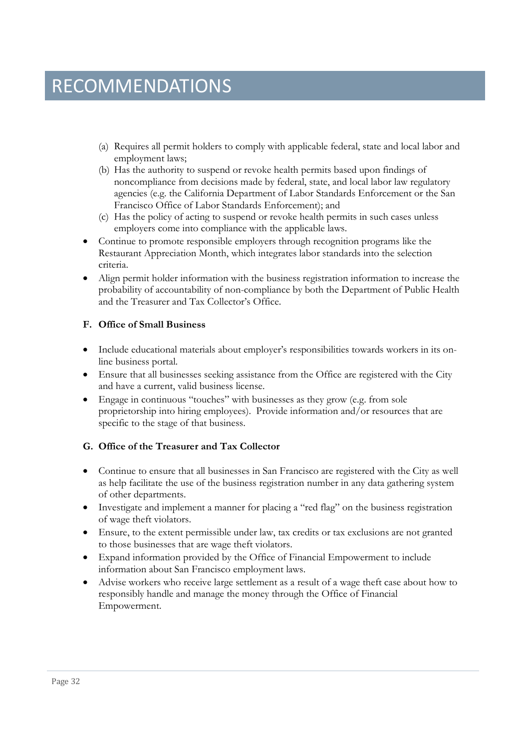# RECOMMENDATIONS

   (a) Requires all permit holders to comply with applicable federal, state and local labor and employment laws;
   (b) Has the authority to suspend or revoke health permits based upon findings of noncompliance from decisions made by federal, state, and local labor law regulatory agencies (e.g. the California Department of Labor Standards Enforcement or the San Francisco Office of Labor Standards Enforcement); and
   (c) Has the policy of acting to suspend or revoke health permits in such cases unless employers come into compliance with the applicable laws.

- Continue to promote responsible employers through recognition programs like the Restaurant Appreciation Month, which integrates labor standards into the selection criteria.
- Align permit holder information with the business registration information to increase the probability of accountability of non-compliance by both the Department of Public Health and the Treasurer and Tax Collector's Office.

**F. Office of Small Business**

- Include educational materials about employer's responsibilities towards workers in its on-line business portal.
- Ensure that all businesses seeking assistance from the Office are registered with the City and have a current, valid business license.
- Engage in continuous "touches" with businesses as they grow (e.g. from sole proprietorship into hiring employees). Provide information and/or resources that are specific to the stage of that business.

**G. Office of the Treasurer and Tax Collector**

- Continue to ensure that all businesses in San Francisco are registered with the City as well as help facilitate the use of the business registration number in any data gathering system of other departments.
- Investigate and implement a manner for placing a "red flag" on the business registration of wage theft violators.
- Ensure, to the extent permissible under law, tax credits or tax exclusions are not granted to those businesses that are wage theft violators.
- Expand information provided by the Office of Financial Empowerment to include information about San Francisco employment laws.
- Advise workers who receive large settlement as a result of a wage theft case about how to responsibly handle and manage the money through the Office of Financial Empowerment.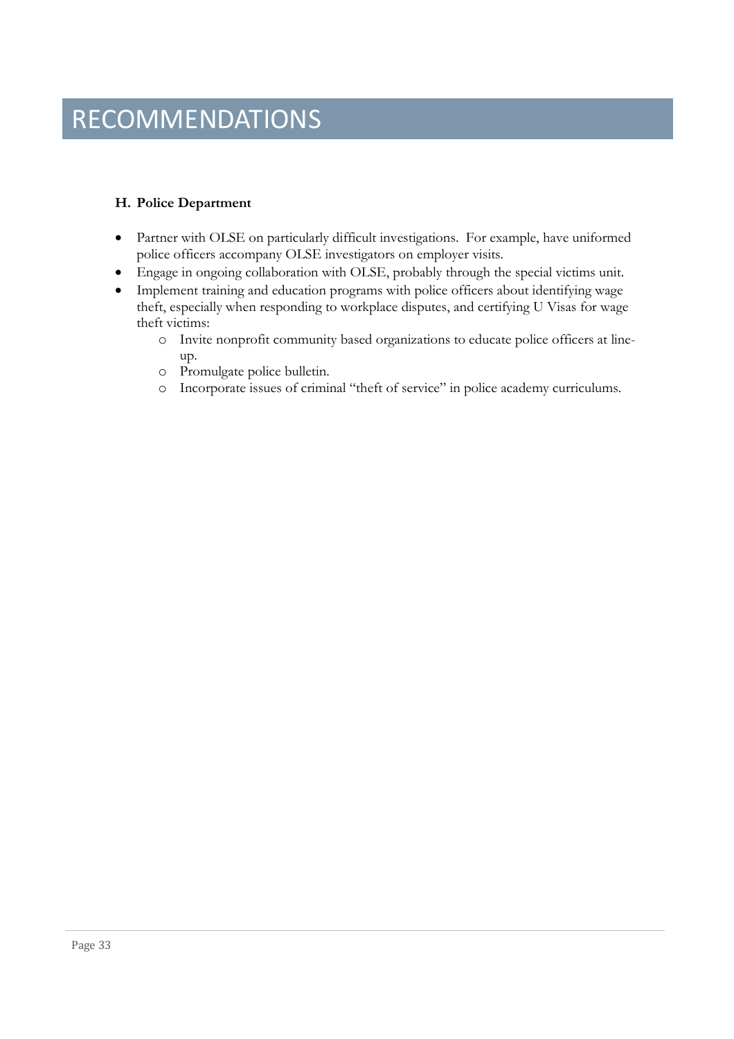# RECOMMENDATIONS

### H. Police Department

- Partner with OLSE on particularly difficult investigations. For example, have uniformed police officers accompany OLSE investigators on employer visits.
- Engage in ongoing collaboration with OLSE, probably through the special victims unit.
- Implement training and education programs with police officers about identifying wage theft, especially when responding to workplace disputes, and certifying U Visas for wage theft victims:
  - Invite nonprofit community based organizations to educate police officers at line-up.
  - Promulgate police bulletin.
  - Incorporate issues of criminal "theft of service" in police academy curriculums.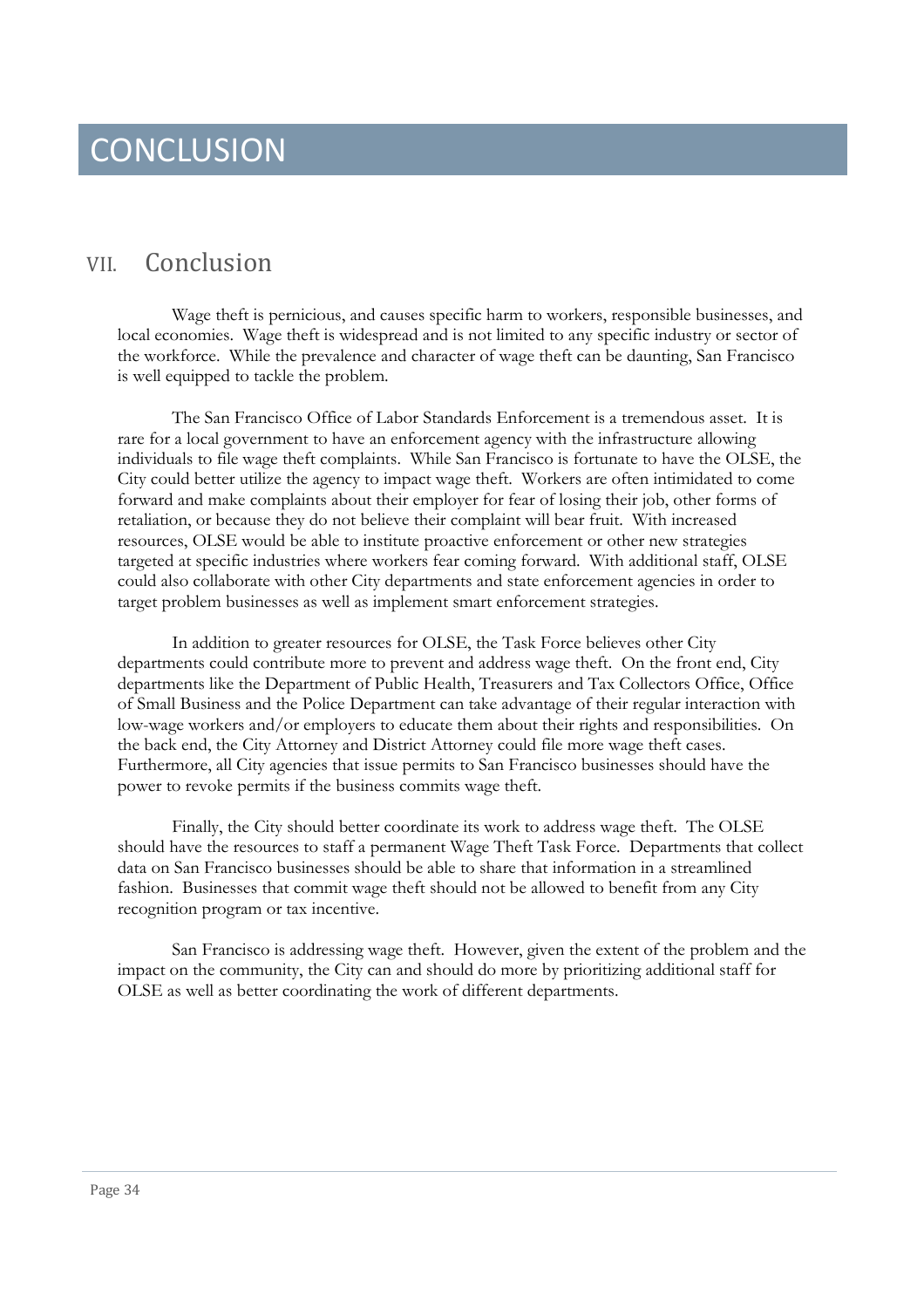# CONCLUSION

## VII. Conclusion

Wage theft is pernicious, and causes specific harm to workers, responsible businesses, and local economies. Wage theft is widespread and is not limited to any specific industry or sector of the workforce. While the prevalence and character of wage theft can be daunting, San Francisco is well equipped to tackle the problem.

The San Francisco Office of Labor Standards Enforcement is a tremendous asset. It is rare for a local government to have an enforcement agency with the infrastructure allowing individuals to file wage theft complaints. While San Francisco is fortunate to have the OLSE, the City could better utilize the agency to impact wage theft. Workers are often intimidated to come forward and make complaints about their employer for fear of losing their job, other forms of retaliation, or because they do not believe their complaint will bear fruit. With increased resources, OLSE would be able to institute proactive enforcement or other new strategies targeted at specific industries where workers fear coming forward. With additional staff, OLSE could also collaborate with other City departments and state enforcement agencies in order to target problem businesses as well as implement smart enforcement strategies.

In addition to greater resources for OLSE, the Task Force believes other City departments could contribute more to prevent and address wage theft. On the front end, City departments like the Department of Public Health, Treasurers and Tax Collectors Office, Office of Small Business and the Police Department can take advantage of their regular interaction with low-wage workers and/or employers to educate them about their rights and responsibilities. On the back end, the City Attorney and District Attorney could file more wage theft cases. Furthermore, all City agencies that issue permits to San Francisco businesses should have the power to revoke permits if the business commits wage theft.

Finally, the City should better coordinate its work to address wage theft. The OLSE should have the resources to staff a permanent Wage Theft Task Force. Departments that collect data on San Francisco businesses should be able to share that information in a streamlined fashion. Businesses that commit wage theft should not be allowed to benefit from any City recognition program or tax incentive.

San Francisco is addressing wage theft. However, given the extent of the problem and the impact on the community, the City can and should do more by prioritizing additional staff for OLSE as well as better coordinating the work of different departments.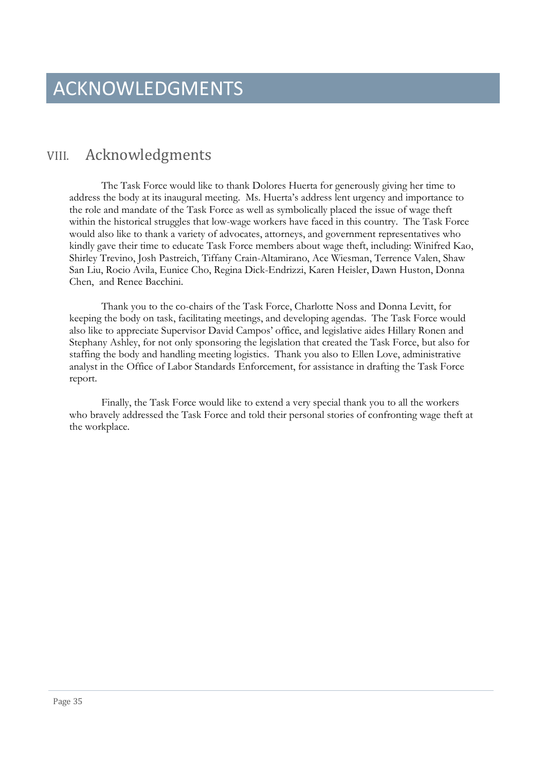# ACKNOWLEDGMENTS

## VIII. Acknowledgments

The Task Force would like to thank Dolores Huerta for generously giving her time to address the body at its inaugural meeting. Ms. Huerta's address lent urgency and importance to the role and mandate of the Task Force as well as symbolically placed the issue of wage theft within the historical struggles that low-wage workers have faced in this country. The Task Force would also like to thank a variety of advocates, attorneys, and government representatives who kindly gave their time to educate Task Force members about wage theft, including: Winifred Kao, Shirley Trevino, Josh Pastreich, Tiffany Crain-Altamirano, Ace Wiesman, Terrence Valen, Shaw San Liu, Rocio Avila, Eunice Cho, Regina Dick-Endrizzi, Karen Heisler, Dawn Huston, Donna Chen, and Renee Bacchini.

Thank you to the co-chairs of the Task Force, Charlotte Noss and Donna Levitt, for keeping the body on task, facilitating meetings, and developing agendas. The Task Force would also like to appreciate Supervisor David Campos' office, and legislative aides Hillary Ronen and Stephany Ashley, for not only sponsoring the legislation that created the Task Force, but also for staffing the body and handling meeting logistics. Thank you also to Ellen Love, administrative analyst in the Office of Labor Standards Enforcement, for assistance in drafting the Task Force report.

Finally, the Task Force would like to extend a very special thank you to all the workers who bravely addressed the Task Force and told their personal stories of confronting wage theft at the workplace.